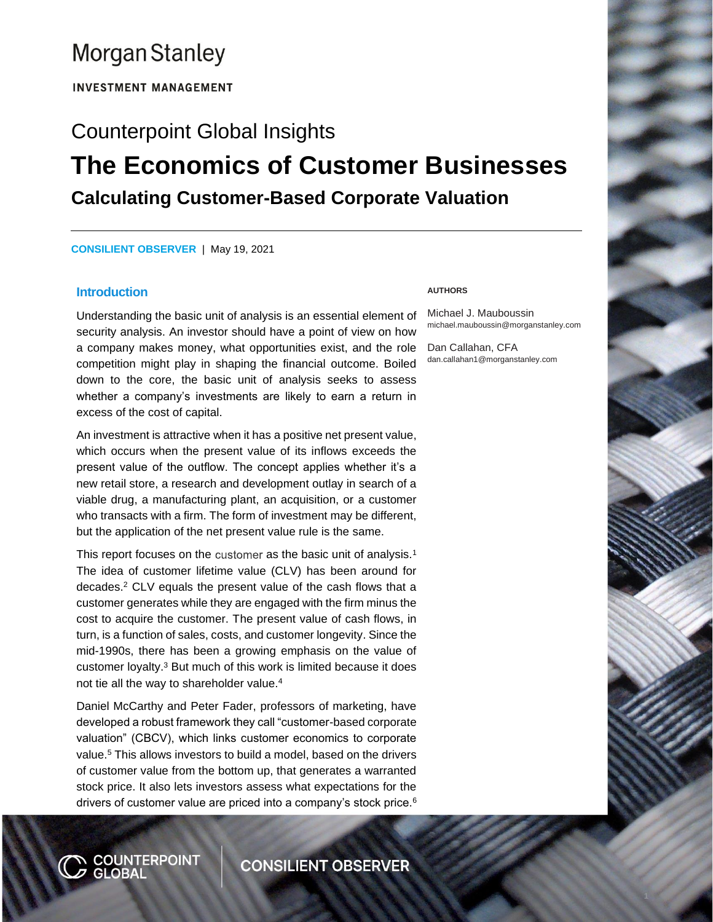Morgan Stanley

INVESTMENT MANAGEMENT

Counterpoint Global Insights

# The Economics of Customer Businesses

## Calculating Customer-Based Corporate Valuation

**CONSILIENT OBSERVER** | May 19, 2021

**AUTHORS**

Michael J. Mauboussin
michael.mauboussin@morganstanley.com

Dan Callahan, CFA
dan.callahan1@morganstanley.com

### Introduction

Understanding the basic unit of analysis is an essential element of security analysis. An investor should have a point of view on how a company makes money, what opportunities exist, and the role competition might play in shaping the financial outcome. Boiled down to the core, the basic unit of analysis seeks to assess whether a company's investments are likely to earn a return in excess of the cost of capital.

An investment is attractive when it has a positive net present value, which occurs when the present value of its inflows exceeds the present value of the outflow. The concept applies whether it's a new retail store, a research and development outlay in search of a viable drug, a manufacturing plant, an acquisition, or a customer who transacts with a firm. The form of investment may be different, but the application of the net present value rule is the same.

This report focuses on the customer as the basic unit of analysis.[1] The idea of customer lifetime value (CLV) has been around for decades.[2] CLV equals the present value of the cash flows that a customer generates while they are engaged with the firm minus the cost to acquire the customer. The present value of cash flows, in turn, is a function of sales, costs, and customer longevity. Since the mid-1990s, there has been a growing emphasis on the value of customer loyalty.[3] But much of this work is limited because it does not tie all the way to shareholder value.[4]

Daniel McCarthy and Peter Fader, professors of marketing, have developed a robust framework they call "customer-based corporate valuation" (CBCV), which links customer economics to corporate value.[5] This allows investors to build a model, based on the drivers of customer value from the bottom up, that generates a warranted stock price. It also lets investors assess what expectations for the drivers of customer value are priced into a company's stock price.[6]

COUNTERPOINT GLOBAL | CONSILIENT OBSERVER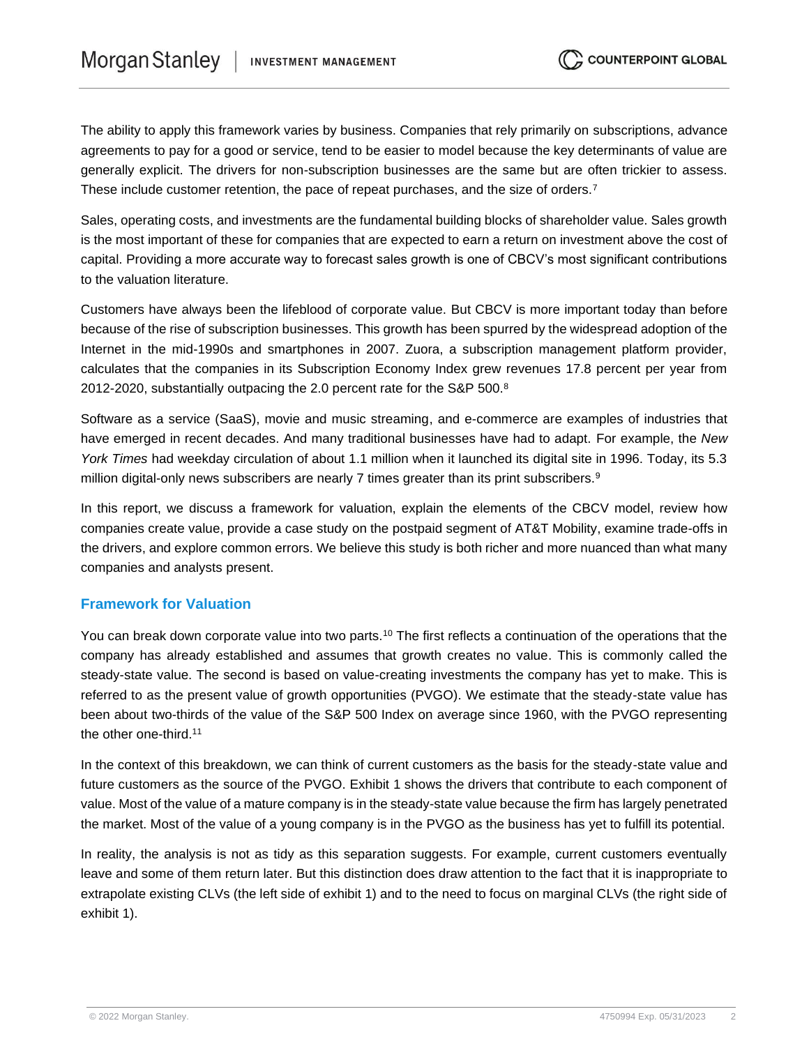The ability to apply this framework varies by business. Companies that rely primarily on subscriptions, advance agreements to pay for a good or service, tend to be easier to model because the key determinants of value are generally explicit. The drivers for non-subscription businesses are the same but are often trickier to assess. These include customer retention, the pace of repeat purchases, and the size of orders.[7]

Sales, operating costs, and investments are the fundamental building blocks of shareholder value. Sales growth is the most important of these for companies that are expected to earn a return on investment above the cost of capital. Providing a more accurate way to forecast sales growth is one of CBCV's most significant contributions to the valuation literature.

Customers have always been the lifeblood of corporate value. But CBCV is more important today than before because of the rise of subscription businesses. This growth has been spurred by the widespread adoption of the Internet in the mid-1990s and smartphones in 2007. Zuora, a subscription management platform provider, calculates that the companies in its Subscription Economy Index grew revenues 17.8 percent per year from 2012-2020, substantially outpacing the 2.0 percent rate for the S&P 500.[8]

Software as a service (SaaS), movie and music streaming, and e-commerce are examples of industries that have emerged in recent decades. And many traditional businesses have had to adapt. For example, the *New York Times* had weekday circulation of about 1.1 million when it launched its digital site in 1996. Today, its 5.3 million digital-only news subscribers are nearly 7 times greater than its print subscribers.[9]

In this report, we discuss a framework for valuation, explain the elements of the CBCV model, review how companies create value, provide a case study on the postpaid segment of AT&T Mobility, examine trade-offs in the drivers, and explore common errors. We believe this study is both richer and more nuanced than what many companies and analysts present.

## Framework for Valuation

You can break down corporate value into two parts.[10] The first reflects a continuation of the operations that the company has already established and assumes that growth creates no value. This is commonly called the steady-state value. The second is based on value-creating investments the company has yet to make. This is referred to as the present value of growth opportunities (PVGO). We estimate that the steady-state value has been about two-thirds of the value of the S&P 500 Index on average since 1960, with the PVGO representing the other one-third.[11]

In the context of this breakdown, we can think of current customers as the basis for the steady-state value and future customers as the source of the PVGO. Exhibit 1 shows the drivers that contribute to each component of value. Most of the value of a mature company is in the steady-state value because the firm has largely penetrated the market. Most of the value of a young company is in the PVGO as the business has yet to fulfill its potential.

In reality, the analysis is not as tidy as this separation suggests. For example, current customers eventually leave and some of them return later. But this distinction does draw attention to the fact that it is inappropriate to extrapolate existing CLVs (the left side of exhibit 1) and to the need to focus on marginal CLVs (the right side of exhibit 1).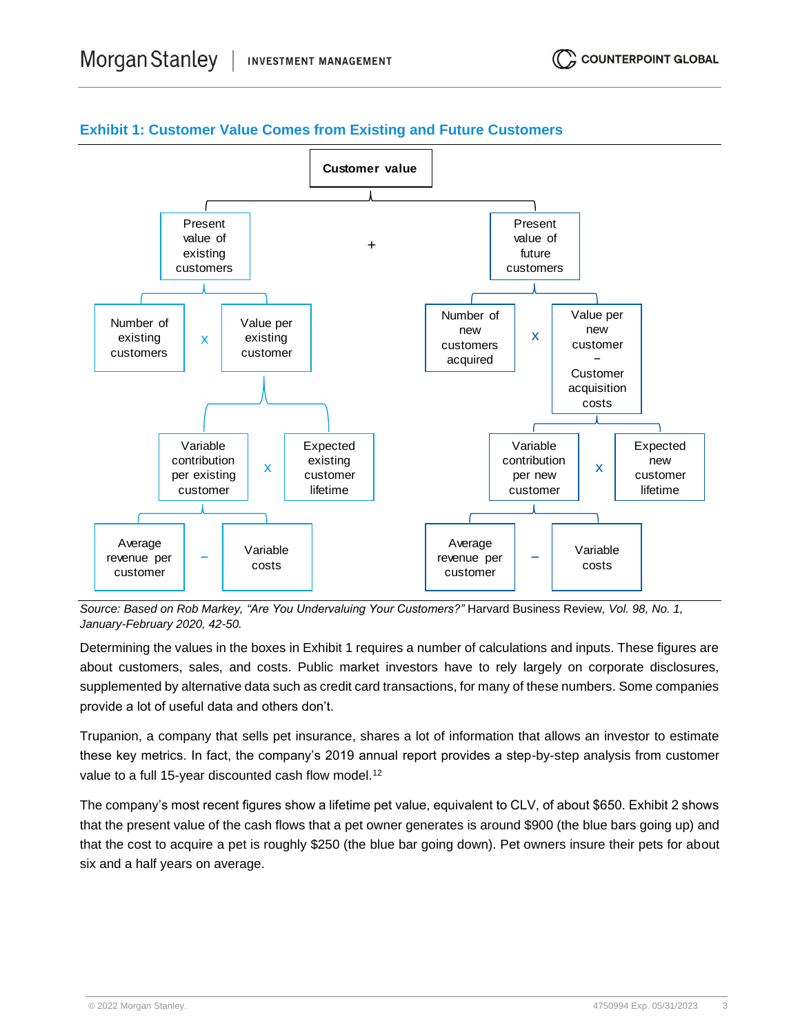### Exhibit 1: Customer Value Comes from Existing and Future Customers

Customer value

Present value of existing customers

+

Present value of future customers

Number of existing customers

x

Value per existing customer

Number of new customers acquired

x

Value per new customer – Customer acquisition costs

Variable contribution per existing customer

x

Expected existing customer lifetime

Variable contribution per new customer

x

Expected new customer lifetime

Average revenue per customer

–

Variable costs

Average revenue per customer

–

Variable costs

*Source: Based on Rob Markey, "Are You Undervaluing Your Customers?"* Harvard Business Review*, Vol. 98, No. 1, January-February 2020, 42-50.*

Determining the values in the boxes in Exhibit 1 requires a number of calculations and inputs. These figures are about customers, sales, and costs. Public market investors have to rely largely on corporate disclosures, supplemented by alternative data such as credit card transactions, for many of these numbers. Some companies provide a lot of useful data and others don't.

Trupanion, a company that sells pet insurance, shares a lot of information that allows an investor to estimate these key metrics. In fact, the company's 2019 annual report provides a step-by-step analysis from customer value to a full 15-year discounted cash flow model.[12]

The company's most recent figures show a lifetime pet value, equivalent to CLV, of about $650. Exhibit 2 shows that the present value of the cash flows that a pet owner generates is around $900 (the blue bars going up) and that the cost to acquire a pet is roughly $250 (the blue bar going down). Pet owners insure their pets for about six and a half years on average.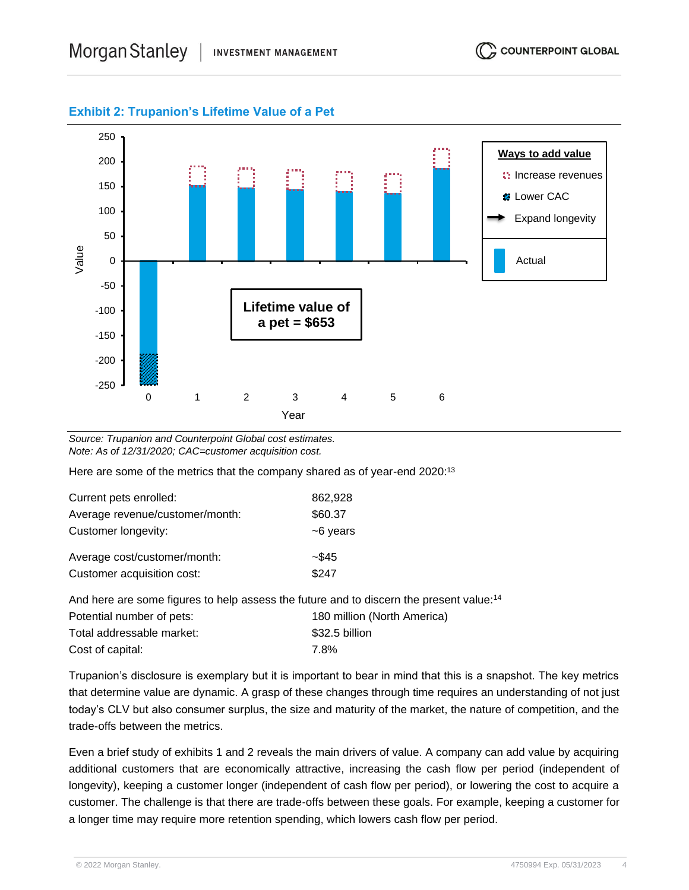### Exhibit 2: Trupanion's Lifetime Value of a Pet

250
200
150
100
50
0
-50
-100
-150
-200
-250

Value

0 1 2 3 4 5 6

Year

Lifetime value of a pet = $653

Ways to add value

Increase revenues

Lower CAC

Expand longevity

Actual

*Source: Trupanion and Counterpoint Global cost estimates.*
*Note: As of 12/31/2020; CAC=customer acquisition cost.*

Here are some of the metrics that the company shared as of year-end 2020:[13]

| | |
|---|---|
| Current pets enrolled: | 862,928 |
| Average revenue/customer/month: | $60.37 |
| Customer longevity: | ~6 years |
| Average cost/customer/month: | ~$45 |
| Customer acquisition cost: | $247 |

And here are some figures to help assess the future and to discern the present value:[14]

| | |
|---|---|
| Potential number of pets: | 180 million (North America) |
| Total addressable market: | $32.5 billion |
| Cost of capital: | 7.8% |

Trupanion's disclosure is exemplary but it is important to bear in mind that this is a snapshot. The key metrics that determine value are dynamic. A grasp of these changes through time requires an understanding of not just today's CLV but also consumer surplus, the size and maturity of the market, the nature of competition, and the trade-offs between the metrics.

Even a brief study of exhibits 1 and 2 reveals the main drivers of value. A company can add value by acquiring additional customers that are economically attractive, increasing the cash flow per period (independent of longevity), keeping a customer longer (independent of cash flow per period), or lowering the cost to acquire a customer. The challenge is that there are trade-offs between these goals. For example, keeping a customer for a longer time may require more retention spending, which lowers cash flow per period.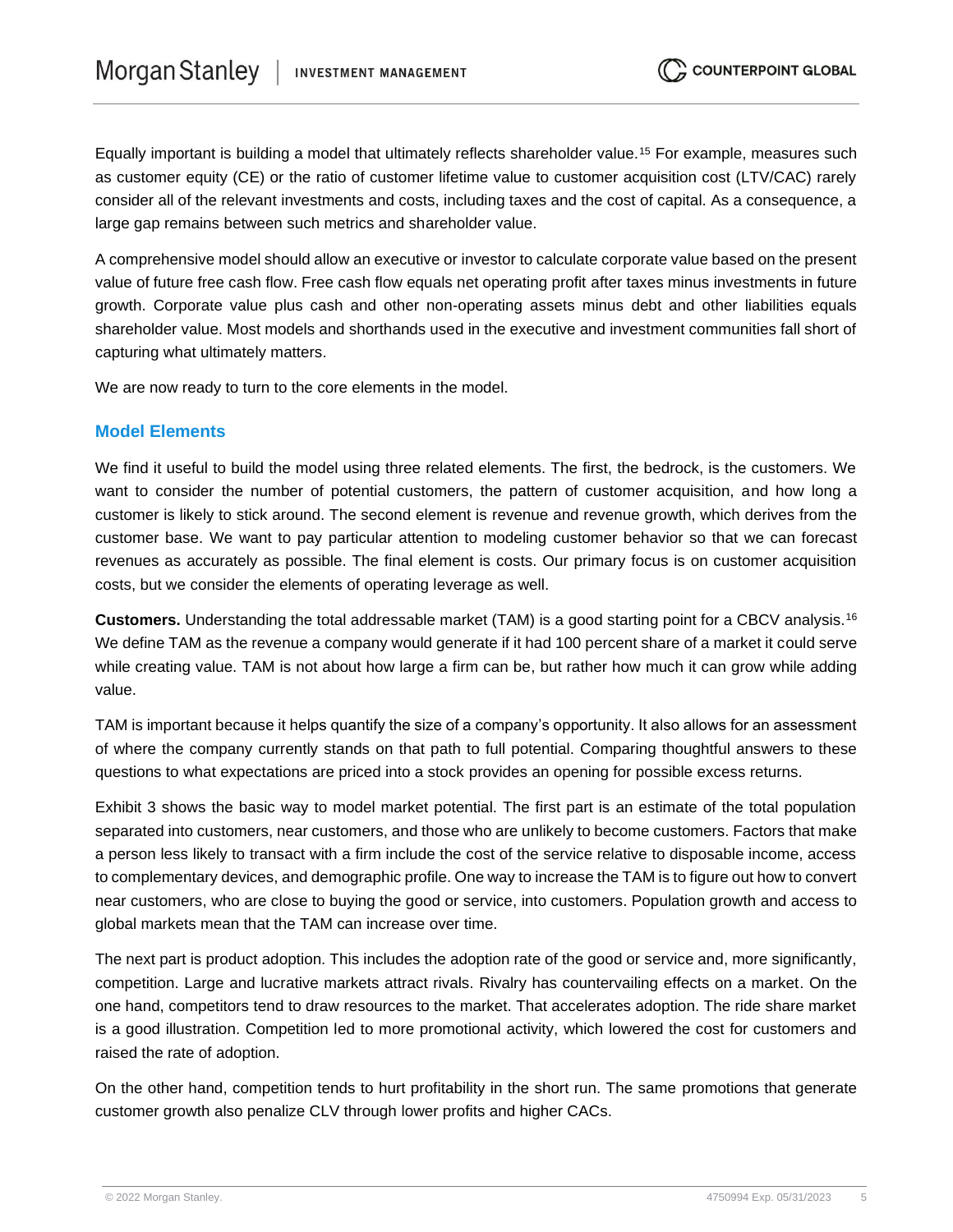Equally important is building a model that ultimately reflects shareholder value.[15] For example, measures such as customer equity (CE) or the ratio of customer lifetime value to customer acquisition cost (LTV/CAC) rarely consider all of the relevant investments and costs, including taxes and the cost of capital. As a consequence, a large gap remains between such metrics and shareholder value.

A comprehensive model should allow an executive or investor to calculate corporate value based on the present value of future free cash flow. Free cash flow equals net operating profit after taxes minus investments in future growth. Corporate value plus cash and other non-operating assets minus debt and other liabilities equals shareholder value. Most models and shorthands used in the executive and investment communities fall short of capturing what ultimately matters.

We are now ready to turn to the core elements in the model.

## Model Elements

We find it useful to build the model using three related elements. The first, the bedrock, is the customers. We want to consider the number of potential customers, the pattern of customer acquisition, and how long a customer is likely to stick around. The second element is revenue and revenue growth, which derives from the customer base. We want to pay particular attention to modeling customer behavior so that we can forecast revenues as accurately as possible. The final element is costs. Our primary focus is on customer acquisition costs, but we consider the elements of operating leverage as well.

**Customers.** Understanding the total addressable market (TAM) is a good starting point for a CBCV analysis.[16] We define TAM as the revenue a company would generate if it had 100 percent share of a market it could serve while creating value. TAM is not about how large a firm can be, but rather how much it can grow while adding value.

TAM is important because it helps quantify the size of a company's opportunity. It also allows for an assessment of where the company currently stands on that path to full potential. Comparing thoughtful answers to these questions to what expectations are priced into a stock provides an opening for possible excess returns.

Exhibit 3 shows the basic way to model market potential. The first part is an estimate of the total population separated into customers, near customers, and those who are unlikely to become customers. Factors that make a person less likely to transact with a firm include the cost of the service relative to disposable income, access to complementary devices, and demographic profile. One way to increase the TAM is to figure out how to convert near customers, who are close to buying the good or service, into customers. Population growth and access to global markets mean that the TAM can increase over time.

The next part is product adoption. This includes the adoption rate of the good or service and, more significantly, competition. Large and lucrative markets attract rivals. Rivalry has countervailing effects on a market. On the one hand, competitors tend to draw resources to the market. That accelerates adoption. The ride share market is a good illustration. Competition led to more promotional activity, which lowered the cost for customers and raised the rate of adoption.

On the other hand, competition tends to hurt profitability in the short run. The same promotions that generate customer growth also penalize CLV through lower profits and higher CACs.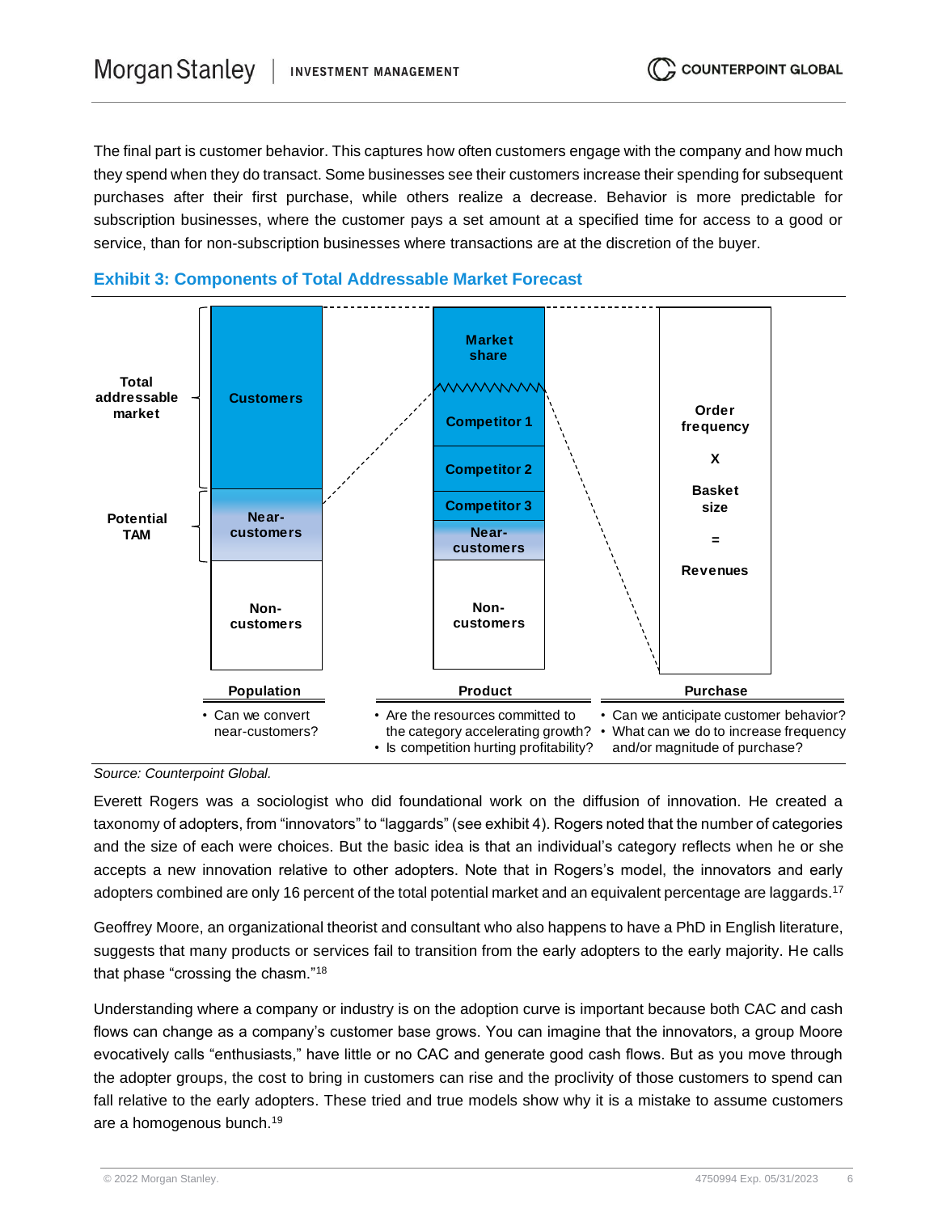The final part is customer behavior. This captures how often customers engage with the company and how much they spend when they do transact. Some businesses see their customers increase their spending for subsequent purchases after their first purchase, while others realize a decrease. Behavior is more predictable for subscription businesses, where the customer pays a set amount at a specified time for access to a good or service, than for non-subscription businesses where transactions are at the discretion of the buyer.

### Exhibit 3: Components of Total Addressable Market Forecast

Total addressable market

Potential TAM

Customers

Near-customers

Non-customers

Market share

Competitor 1

Competitor 2

Competitor 3

Near-customers

Non-customers

Order frequency

X

Basket size

=

Revenues

**Population**
- Can we convert near-customers?

**Product**
- Are the resources committed to the category accelerating growth?
- Is competition hurting profitability?

**Purchase**
- Can we anticipate customer behavior?
- What can we do to increase frequency and/or magnitude of purchase?

*Source: Counterpoint Global.*

Everett Rogers was a sociologist who did foundational work on the diffusion of innovation. He created a taxonomy of adopters, from "innovators" to "laggards" (see exhibit 4). Rogers noted that the number of categories and the size of each were choices. But the basic idea is that an individual's category reflects when he or she accepts a new innovation relative to other adopters. Note that in Rogers's model, the innovators and early adopters combined are only 16 percent of the total potential market and an equivalent percentage are laggards.[17]

Geoffrey Moore, an organizational theorist and consultant who also happens to have a PhD in English literature, suggests that many products or services fail to transition from the early adopters to the early majority. He calls that phase "crossing the chasm."[18]

Understanding where a company or industry is on the adoption curve is important because both CAC and cash flows can change as a company's customer base grows. You can imagine that the innovators, a group Moore evocatively calls "enthusiasts," have little or no CAC and generate good cash flows. But as you move through the adopter groups, the cost to bring in customers can rise and the proclivity of those customers to spend can fall relative to the early adopters. These tried and true models show why it is a mistake to assume customers are a homogenous bunch.[19]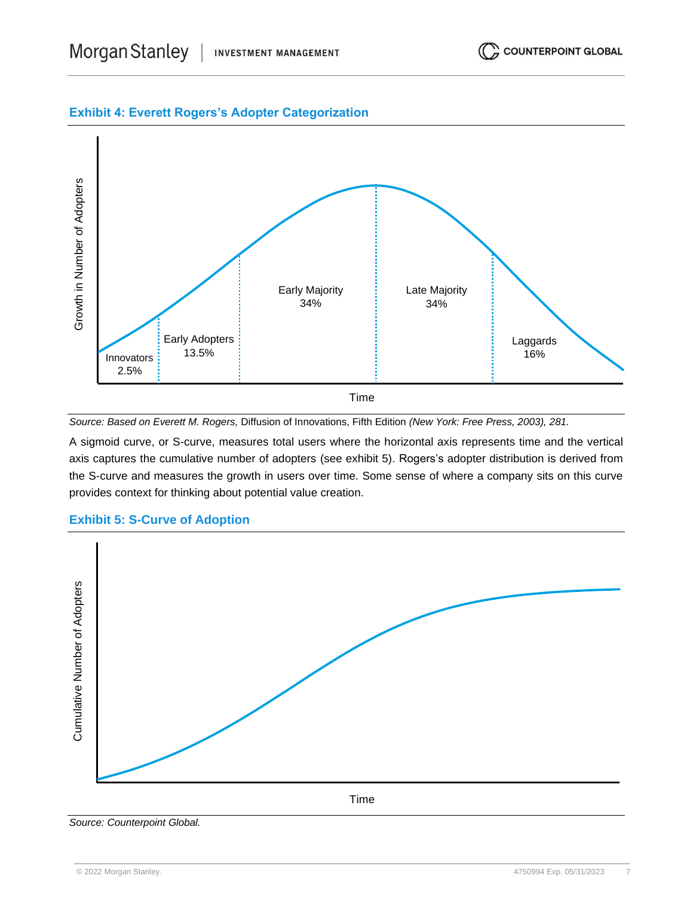### Exhibit 4: Everett Rogers's Adopter Categorization

Growth in Number of Adopters

Innovators 2.5%

Early Adopters 13.5%

Early Majority 34%

Late Majority 34%

Laggards 16%

Time

*Source: Based on Everett M. Rogers,* Diffusion of Innovations, Fifth Edition *(New York: Free Press, 2003), 281.*

A sigmoid curve, or S-curve, measures total users where the horizontal axis represents time and the vertical axis captures the cumulative number of adopters (see exhibit 5). Rogers's adopter distribution is derived from the S-curve and measures the growth in users over time. Some sense of where a company sits on this curve provides context for thinking about potential value creation.

### Exhibit 5: S-Curve of Adoption

Cumulative Number of Adopters

Time

*Source: Counterpoint Global.*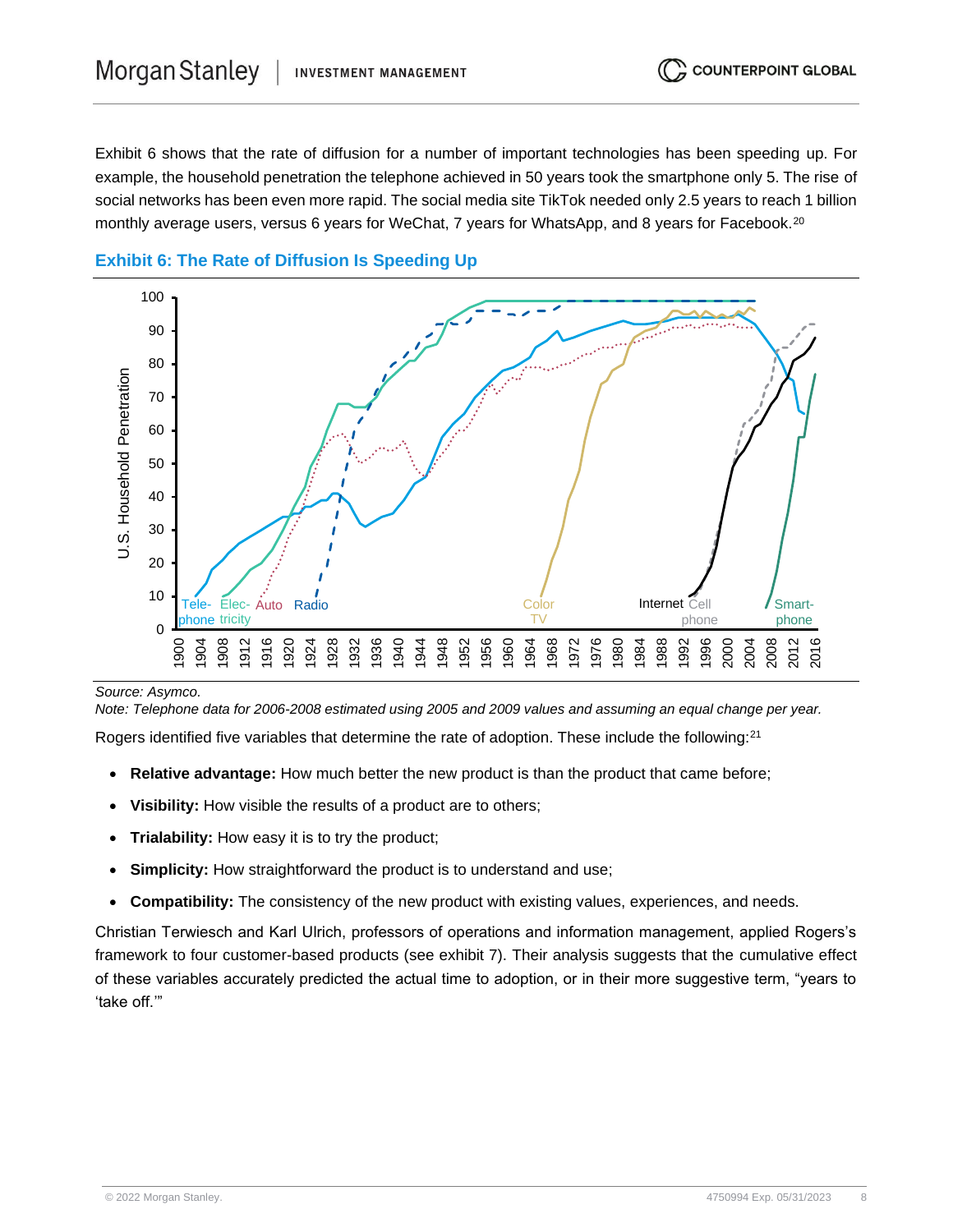Exhibit 6 shows that the rate of diffusion for a number of important technologies has been speeding up. For example, the household penetration the telephone achieved in 50 years took the smartphone only 5. The rise of social networks has been even more rapid. The social media site TikTok needed only 2.5 years to reach 1 billion monthly average users, versus 6 years for WeChat, 7 years for WhatsApp, and 8 years for Facebook.[20]

### Exhibit 6: The Rate of Diffusion Is Speeding Up

U.S. Household Penetration

100
90
80
70
60
50
40
30
20
10
0

Tele-phone
Elec-tricity
Auto
Radio
Color TV
Internet
Cell phone
Smart-phone

1900 1904 1908 1912 1916 1920 1924 1928 1932 1936 1940 1944 1948 1952 1956 1960 1964 1968 1972 1976 1980 1984 1988 1992 1996 2000 2004 2008 2012 2016

*Source: Asymco.*
*Note: Telephone data for 2006-2008 estimated using 2005 and 2009 values and assuming an equal change per year.*

Rogers identified five variables that determine the rate of adoption. These include the following:[21]

- **Relative advantage:** How much better the new product is than the product that came before;
- **Visibility:** How visible the results of a product are to others;
- **Trialability:** How easy it is to try the product;
- **Simplicity:** How straightforward the product is to understand and use;
- **Compatibility:** The consistency of the new product with existing values, experiences, and needs.

Christian Terwiesch and Karl Ulrich, professors of operations and information management, applied Rogers's framework to four customer-based products (see exhibit 7). Their analysis suggests that the cumulative effect of these variables accurately predicted the actual time to adoption, or in their more suggestive term, "years to 'take off.'"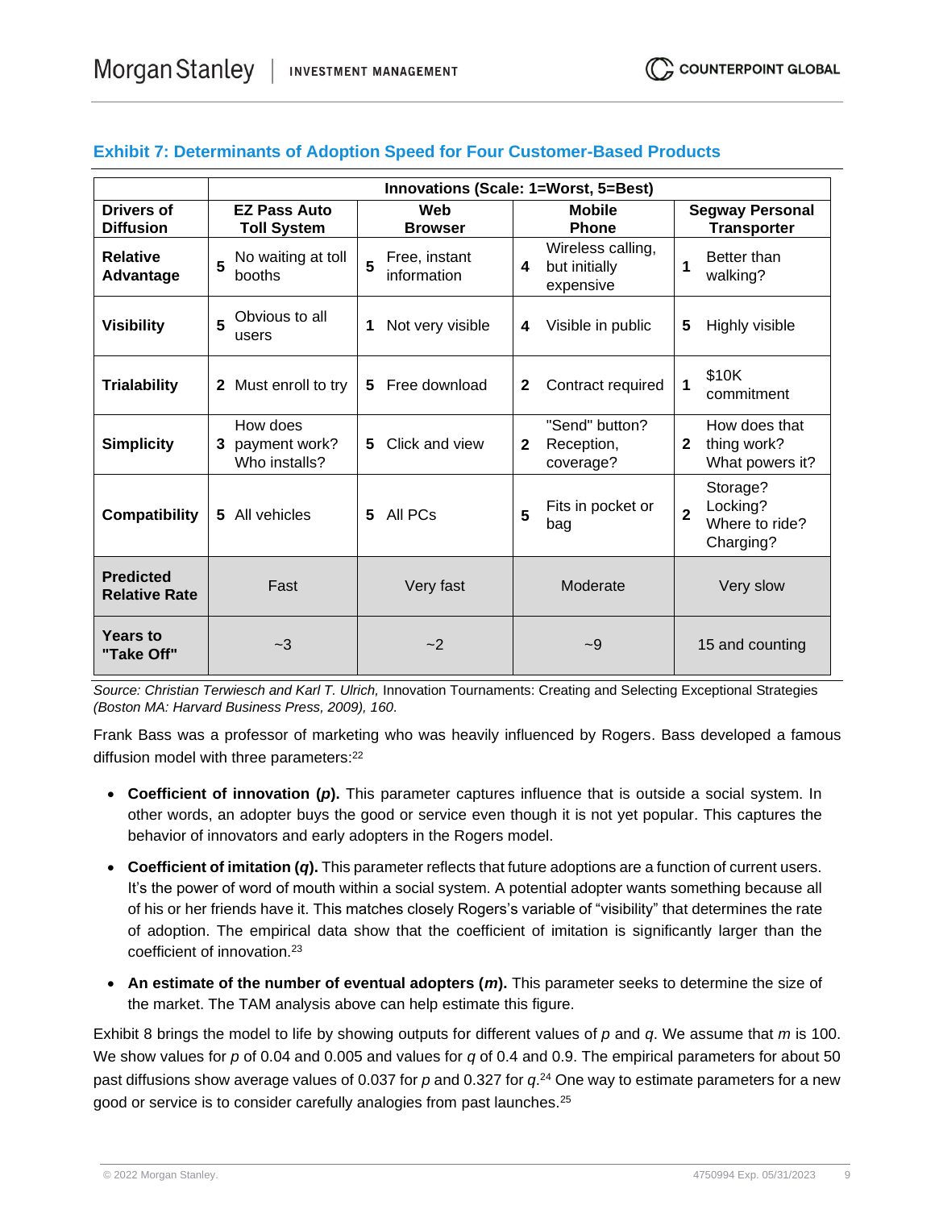### Exhibit 7: Determinants of Adoption Speed for Four Customer-Based Products

| | Innovations (Scale: 1=Worst, 5=Best) | | | |
|---|---|---|---|---|
| **Drivers of Diffusion** | **EZ Pass Auto Toll System** | **Web Browser** | **Mobile Phone** | **Segway Personal Transporter** |
| **Relative Advantage** | **5** No waiting at toll booths | **5** Free, instant information | **4** Wireless calling, but initially expensive | **1** Better than walking? |
| **Visibility** | **5** Obvious to all users | **1** Not very visible | **4** Visible in public | **5** Highly visible |
| **Trialability** | **2** Must enroll to try | **5** Free download | **2** Contract required | **1** $10K commitment |
| **Simplicity** | **3** How does payment work? Who installs? | **5** Click and view | **2** "Send" button? Reception, coverage? | **2** How does that thing work? What powers it? |
| **Compatibility** | **5** All vehicles | **5** All PCs | **5** Fits in pocket or bag | **2** Storage? Locking? Where to ride? Charging? |
| **Predicted Relative Rate** | Fast | Very fast | Moderate | Very slow |
| **Years to "Take Off"** | ~3 | ~2 | ~9 | 15 and counting |

*Source: Christian Terwiesch and Karl T. Ulrich,* Innovation Tournaments: Creating and Selecting Exceptional Strategies *(Boston MA: Harvard Business Press, 2009), 160.*

Frank Bass was a professor of marketing who was heavily influenced by Rogers. Bass developed a famous diffusion model with three parameters:[22]

- **Coefficient of innovation (*p*).** This parameter captures influence that is outside a social system. In other words, an adopter buys the good or service even though it is not yet popular. This captures the behavior of innovators and early adopters in the Rogers model.
- **Coefficient of imitation (*q*).** This parameter reflects that future adoptions are a function of current users. It's the power of word of mouth within a social system. A potential adopter wants something because all of his or her friends have it. This matches closely Rogers's variable of "visibility" that determines the rate of adoption. The empirical data show that the coefficient of imitation is significantly larger than the coefficient of innovation.[23]
- **An estimate of the number of eventual adopters (*m*).** This parameter seeks to determine the size of the market. The TAM analysis above can help estimate this figure.

Exhibit 8 brings the model to life by showing outputs for different values of $p$ and $q$. We assume that $m$ is 100. We show values for $p$ of 0.04 and 0.005 and values for $q$ of 0.4 and 0.9. The empirical parameters for about 50 past diffusions show average values of 0.037 for $p$ and 0.327 for $q$.[24] One way to estimate parameters for a new good or service is to consider carefully analogies from past launches.[25]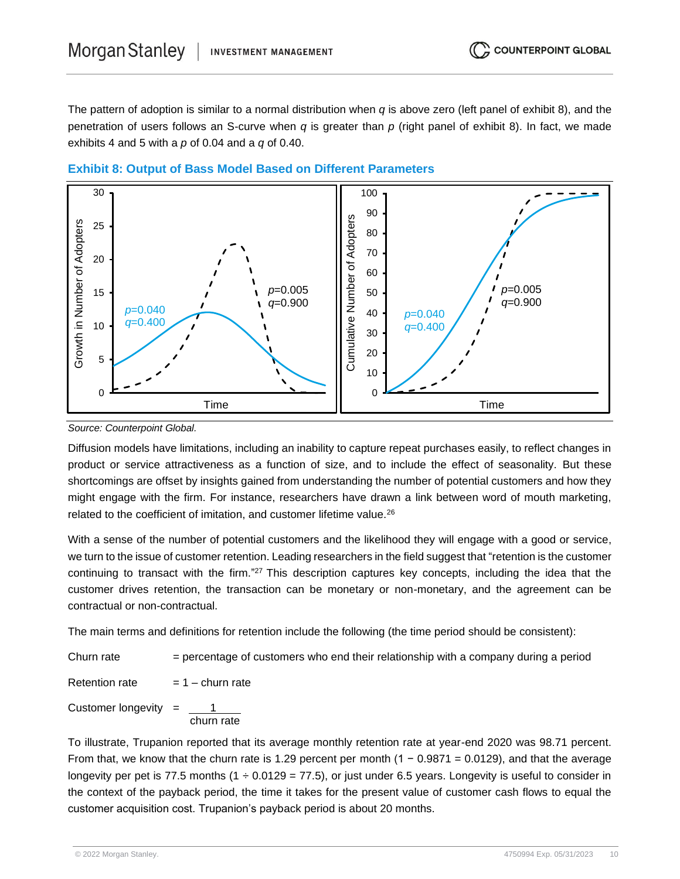The pattern of adoption is similar to a normal distribution when $q$ is above zero (left panel of exhibit 8), and the penetration of users follows an S-curve when $q$ is greater than $p$ (right panel of exhibit 8). In fact, we made exhibits 4 and 5 with a $p$ of 0.04 and a $q$ of 0.40.

### Exhibit 8: Output of Bass Model Based on Different Parameters

Growth in Number of Adopters

30
25
20
15
10
5
0

$p$=0.040
$q$=0.400

$p$=0.005
$q$=0.900

Time

Cumulative Number of Adopters

100
90
80
70
60
50
40
30
20
10
0

$p$=0.040
$q$=0.400

$p$=0.005
$q$=0.900

Time

*Source: Counterpoint Global.*

Diffusion models have limitations, including an inability to capture repeat purchases easily, to reflect changes in product or service attractiveness as a function of size, and to include the effect of seasonality. But these shortcomings are offset by insights gained from understanding the number of potential customers and how they might engage with the firm. For instance, researchers have drawn a link between word of mouth marketing, related to the coefficient of imitation, and customer lifetime value.[26]

With a sense of the number of potential customers and the likelihood they will engage with a good or service, we turn to the issue of customer retention. Leading researchers in the field suggest that "retention is the customer continuing to transact with the firm."[27] This description captures key concepts, including the idea that the customer drives retention, the transaction can be monetary or non-monetary, and the agreement can be contractual or non-contractual.

The main terms and definitions for retention include the following (the time period should be consistent):

Churn rate = percentage of customers who end their relationship with a company during a period

Retention rate = 1 – churn rate

$$\text{Customer longevity} = \frac{1}{\text{churn rate}}$$

To illustrate, Trupanion reported that its average monthly retention rate at year-end 2020 was 98.71 percent. From that, we know that the churn rate is 1.29 percent per month (1 − 0.9871 = 0.0129), and that the average longevity per pet is 77.5 months (1 ÷ 0.0129 = 77.5), or just under 6.5 years. Longevity is useful to consider in the context of the payback period, the time it takes for the present value of customer cash flows to equal the customer acquisition cost. Trupanion's payback period is about 20 months.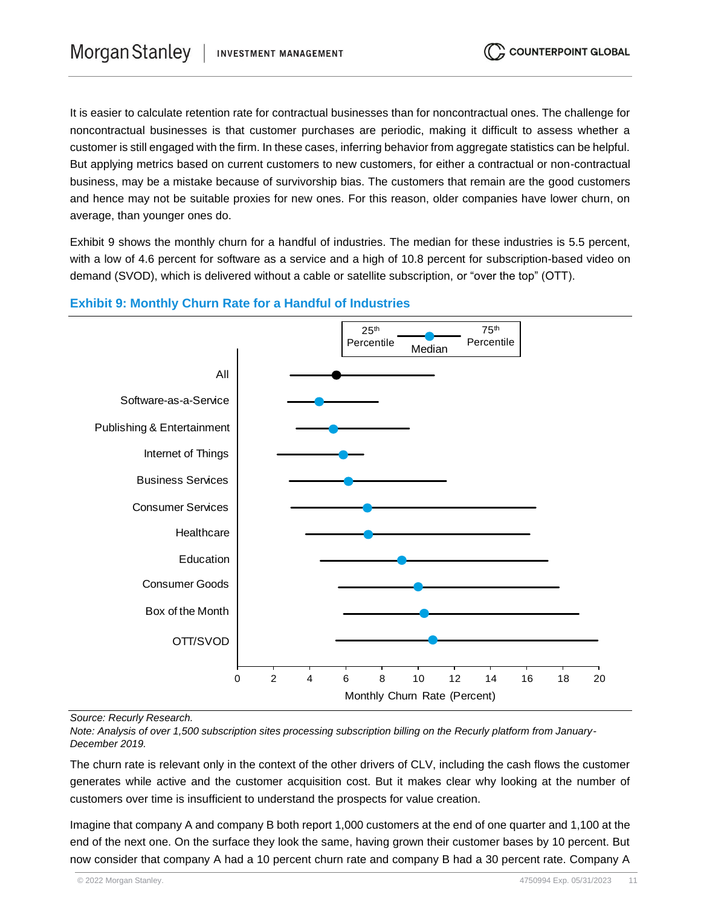It is easier to calculate retention rate for contractual businesses than for noncontractual ones. The challenge for noncontractual businesses is that customer purchases are periodic, making it difficult to assess whether a customer is still engaged with the firm. In these cases, inferring behavior from aggregate statistics can be helpful. But applying metrics based on current customers to new customers, for either a contractual or non-contractual business, may be a mistake because of survivorship bias. The customers that remain are the good customers and hence may not be suitable proxies for new ones. For this reason, older companies have lower churn, on average, than younger ones do.

Exhibit 9 shows the monthly churn for a handful of industries. The median for these industries is 5.5 percent, with a low of 4.6 percent for software as a service and a high of 10.8 percent for subscription-based video on demand (SVOD), which is delivered without a cable or satellite subscription, or "over the top" (OTT).

### Exhibit 9: Monthly Churn Rate for a Handful of Industries

25th Percentile
Median
75th Percentile

All
Software-as-a-Service
Publishing & Entertainment
Internet of Things
Business Services
Consumer Services
Healthcare
Education
Consumer Goods
Box of the Month
OTT/SVOD

0 2 4 6 8 10 12 14 16 18 20

Monthly Churn Rate (Percent)

*Source: Recurly Research.*
*Note: Analysis of over 1,500 subscription sites processing subscription billing on the Recurly platform from January-December 2019.*

The churn rate is relevant only in the context of the other drivers of CLV, including the cash flows the customer generates while active and the customer acquisition cost. But it makes clear why looking at the number of customers over time is insufficient to understand the prospects for value creation.

Imagine that company A and company B both report 1,000 customers at the end of one quarter and 1,100 at the end of the next one. On the surface they look the same, having grown their customer bases by 10 percent. But now consider that company A had a 10 percent churn rate and company B had a 30 percent rate. Company A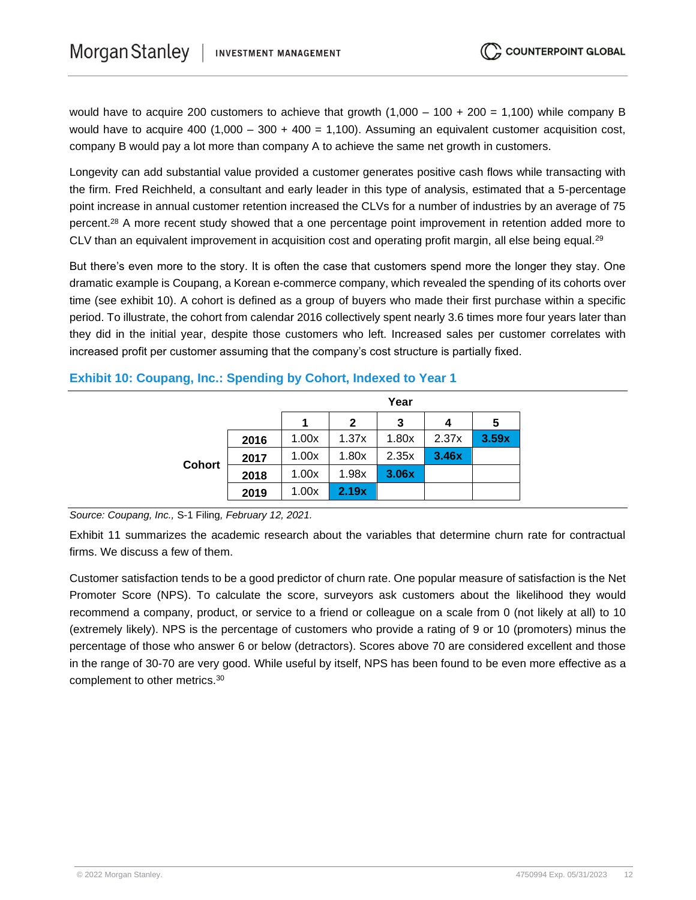would have to acquire 200 customers to achieve that growth (1,000 – 100 + 200 = 1,100) while company B would have to acquire 400 (1,000 – 300 + 400 = 1,100). Assuming an equivalent customer acquisition cost, company B would pay a lot more than company A to achieve the same net growth in customers.

Longevity can add substantial value provided a customer generates positive cash flows while transacting with the firm. Fred Reichheld, a consultant and early leader in this type of analysis, estimated that a 5-percentage point increase in annual customer retention increased the CLVs for a number of industries by an average of 75 percent.[28] A more recent study showed that a one percentage point improvement in retention added more to CLV than an equivalent improvement in acquisition cost and operating profit margin, all else being equal.[29]

But there's even more to the story. It is often the case that customers spend more the longer they stay. One dramatic example is Coupang, a Korean e-commerce company, which revealed the spending of its cohorts over time (see exhibit 10). A cohort is defined as a group of buyers who made their first purchase within a specific period. To illustrate, the cohort from calendar 2016 collectively spent nearly 3.6 times more four years later than they did in the initial year, despite those customers who left. Increased sales per customer correlates with increased profit per customer assuming that the company's cost structure is partially fixed.

### Exhibit 10: Coupang, Inc.: Spending by Cohort, Indexed to Year 1

| | | Year | | | | |
|---|---|---|---|---|---|---|
| | | **1** | **2** | **3** | **4** | **5** |
| **Cohort** | **2016** | 1.00x | 1.37x | 1.80x | 2.37x | **3.59x** |
| | **2017** | 1.00x | 1.80x | 2.35x | **3.46x** | |
| | **2018** | 1.00x | 1.98x | **3.06x** | | |
| | **2019** | 1.00x | **2.19x** | | | |

*Source: Coupang, Inc.,* S-1 Filing*, February 12, 2021.*

Exhibit 11 summarizes the academic research about the variables that determine churn rate for contractual firms. We discuss a few of them.

Customer satisfaction tends to be a good predictor of churn rate. One popular measure of satisfaction is the Net Promoter Score (NPS). To calculate the score, surveyors ask customers about the likelihood they would recommend a company, product, or service to a friend or colleague on a scale from 0 (not likely at all) to 10 (extremely likely). NPS is the percentage of customers who provide a rating of 9 or 10 (promoters) minus the percentage of those who answer 6 or below (detractors). Scores above 70 are considered excellent and those in the range of 30-70 are very good. While useful by itself, NPS has been found to be even more effective as a complement to other metrics.[30]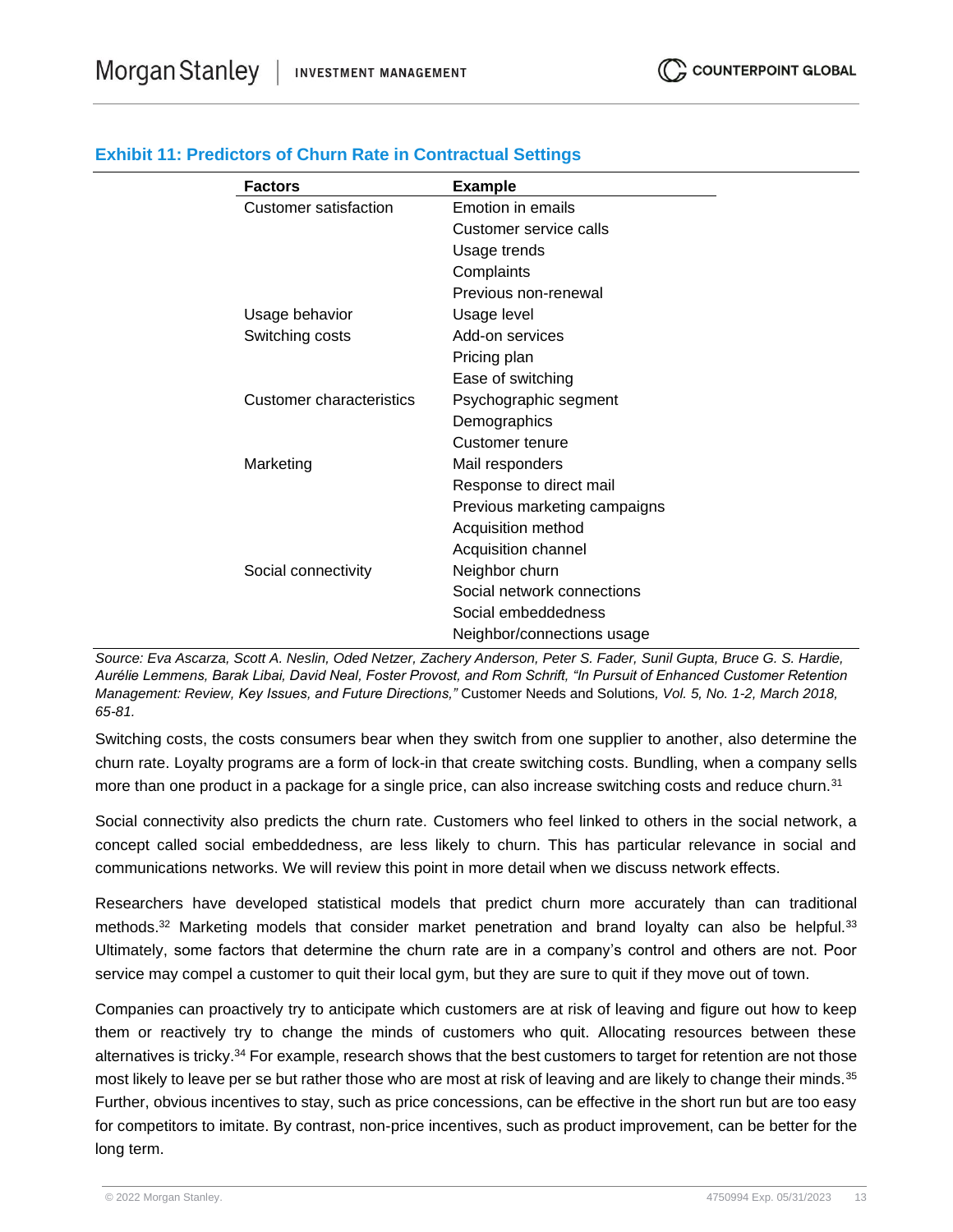### Exhibit 11: Predictors of Churn Rate in Contractual Settings

| Factors | Example |
|---|---|
| Customer satisfaction | Emotion in emails |
| | Customer service calls |
| | Usage trends |
| | Complaints |
| | Previous non-renewal |
| Usage behavior | Usage level |
| Switching costs | Add-on services |
| | Pricing plan |
| | Ease of switching |
| Customer characteristics | Psychographic segment |
| | Demographics |
| | Customer tenure |
| Marketing | Mail responders |
| | Response to direct mail |
| | Previous marketing campaigns |
| | Acquisition method |
| | Acquisition channel |
| Social connectivity | Neighbor churn |
| | Social network connections |
| | Social embeddedness |
| | Neighbor/connections usage |

*Source: Eva Ascarza, Scott A. Neslin, Oded Netzer, Zachery Anderson, Peter S. Fader, Sunil Gupta, Bruce G. S. Hardie, Aurélie Lemmens, Barak Libai, David Neal, Foster Provost, and Rom Schrift, "In Pursuit of Enhanced Customer Retention Management: Review, Key Issues, and Future Directions,"* Customer Needs and Solutions*, Vol. 5, No. 1-2, March 2018, 65-81.*

Switching costs, the costs consumers bear when they switch from one supplier to another, also determine the churn rate. Loyalty programs are a form of lock-in that create switching costs. Bundling, when a company sells more than one product in a package for a single price, can also increase switching costs and reduce churn.[31]

Social connectivity also predicts the churn rate. Customers who feel linked to others in the social network, a concept called social embeddedness, are less likely to churn. This has particular relevance in social and communications networks. We will review this point in more detail when we discuss network effects.

Researchers have developed statistical models that predict churn more accurately than can traditional methods.[32] Marketing models that consider market penetration and brand loyalty can also be helpful.[33] Ultimately, some factors that determine the churn rate are in a company's control and others are not. Poor service may compel a customer to quit their local gym, but they are sure to quit if they move out of town.

Companies can proactively try to anticipate which customers are at risk of leaving and figure out how to keep them or reactively try to change the minds of customers who quit. Allocating resources between these alternatives is tricky.[34] For example, research shows that the best customers to target for retention are not those most likely to leave per se but rather those who are most at risk of leaving and are likely to change their minds.[35] Further, obvious incentives to stay, such as price concessions, can be effective in the short run but are too easy for competitors to imitate. By contrast, non-price incentives, such as product improvement, can be better for the long term.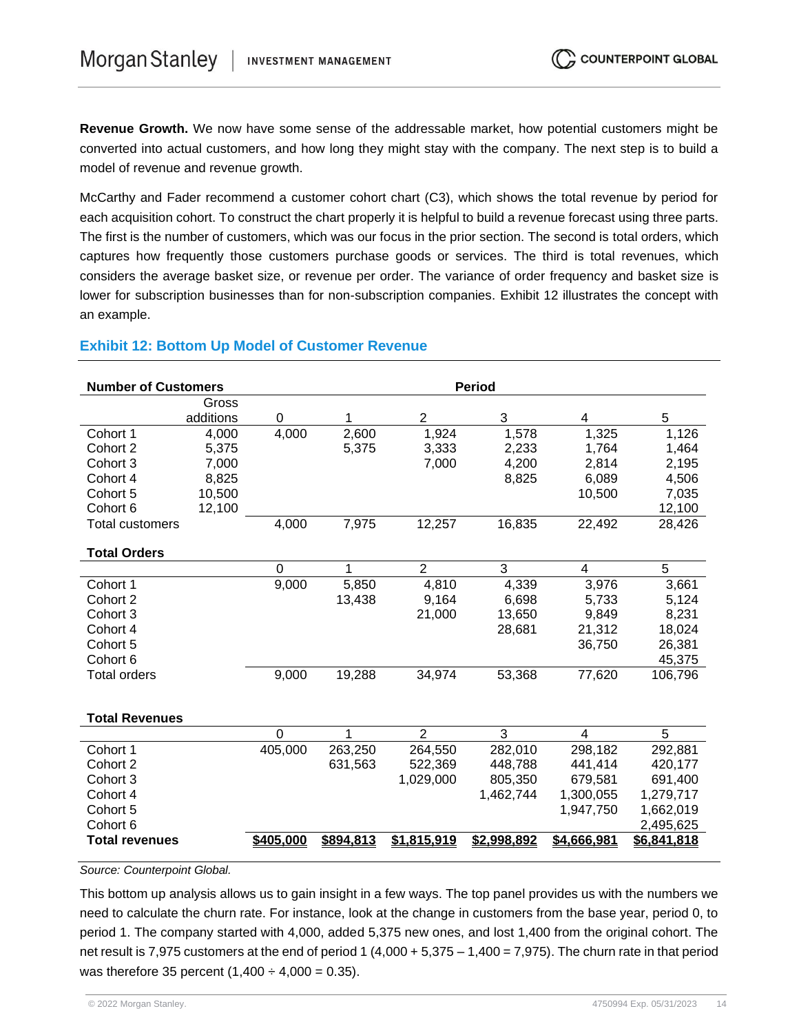**Revenue Growth.** We now have some sense of the addressable market, how potential customers might be converted into actual customers, and how long they might stay with the company. The next step is to build a model of revenue and revenue growth.

McCarthy and Fader recommend a customer cohort chart (C3), which shows the total revenue by period for each acquisition cohort. To construct the chart properly it is helpful to build a revenue forecast using three parts. The first is the number of customers, which was our focus in the prior section. The second is total orders, which captures how frequently those customers purchase goods or services. The third is total revenues, which considers the average basket size, or revenue per order. The variance of order frequency and basket size is lower for subscription businesses than for non-subscription companies. Exhibit 12 illustrates the concept with an example.

## Exhibit 12: Bottom Up Model of Customer Revenue

| Number of Customers | | Period | | | | | |
|---|---|---|---|---|---|---|---|
| | Gross additions | 0 | 1 | 2 | 3 | 4 | 5 |
| Cohort 1 | 4,000 | 4,000 | 2,600 | 1,924 | 1,578 | 1,325 | 1,126 |
| Cohort 2 | 5,375 | | 5,375 | 3,333 | 2,233 | 1,764 | 1,464 |
| Cohort 3 | 7,000 | | | 7,000 | 4,200 | 2,814 | 2,195 |
| Cohort 4 | 8,825 | | | | 8,825 | 6,089 | 4,506 |
| Cohort 5 | 10,500 | | | | | 10,500 | 7,035 |
| Cohort 6 | 12,100 | | | | | | 12,100 |
| Total customers | | 4,000 | 7,975 | 12,257 | 16,835 | 22,492 | 28,426 |

| Total Orders | 0 | 1 | 2 | 3 | 4 | 5 |
|---|---|---|---|---|---|---|
| Cohort 1 | 9,000 | 5,850 | 4,810 | 4,339 | 3,976 | 3,661 |
| Cohort 2 | | 13,438 | 9,164 | 6,698 | 5,733 | 5,124 |
| Cohort 3 | | | 21,000 | 13,650 | 9,849 | 8,231 |
| Cohort 4 | | | | 28,681 | 21,312 | 18,024 |
| Cohort 5 | | | | | 36,750 | 26,381 |
| Cohort 6 | | | | | | 45,375 |
| Total orders | 9,000 | 19,288 | 34,974 | 53,368 | 77,620 | 106,796 |

| Total Revenues | 0 | 1 | 2 | 3 | 4 | 5 |
|---|---|---|---|---|---|---|
| Cohort 1 | 405,000 | 263,250 | 264,550 | 282,010 | 298,182 | 292,881 |
| Cohort 2 | | 631,563 | 522,369 | 448,788 | 441,414 | 420,177 |
| Cohort 3 | | | 1,029,000 | 805,350 | 679,581 | 691,400 |
| Cohort 4 | | | | 1,462,744 | 1,300,055 | 1,279,717 |
| Cohort 5 | | | | | 1,947,750 | 1,662,019 |
| Cohort 6 | | | | | | 2,495,625 |
| **Total revenues** | **$405,000** | **$894,813** | **$1,815,919** | **$2,998,892** | **$4,666,981** | **$6,841,818** |

*Source: Counterpoint Global.*

This bottom up analysis allows us to gain insight in a few ways. The top panel provides us with the numbers we need to calculate the churn rate. For instance, look at the change in customers from the base year, period 0, to period 1. The company started with 4,000, added 5,375 new ones, and lost 1,400 from the original cohort. The net result is 7,975 customers at the end of period 1 (4,000 + 5,375 – 1,400 = 7,975). The churn rate in that period was therefore 35 percent (1,400 ÷ 4,000 = 0.35).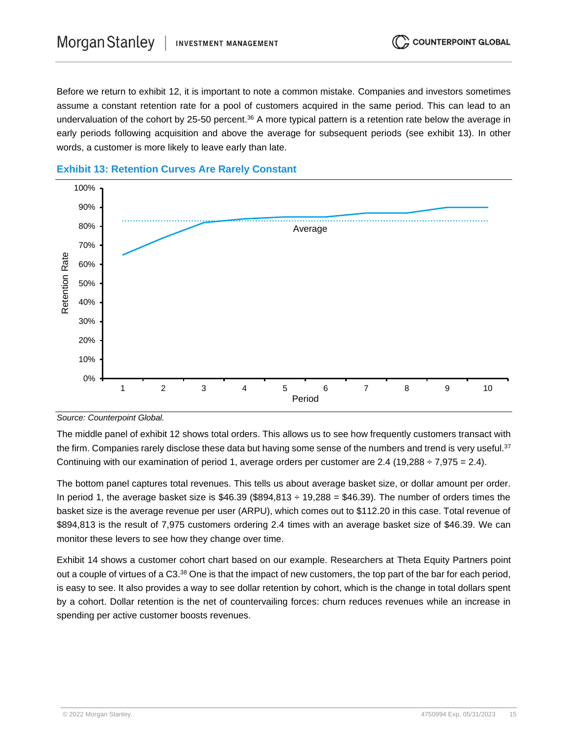Before we return to exhibit 12, it is important to note a common mistake. Companies and investors sometimes assume a constant retention rate for a pool of customers acquired in the same period. This can lead to an undervaluation of the cohort by 25-50 percent.[36] A more typical pattern is a retention rate below the average in early periods following acquisition and above the average for subsequent periods (see exhibit 13). In other words, a customer is more likely to leave early than late.

### Exhibit 13: Retention Curves Are Rarely Constant

Retention Rate

100%
90%
80%
70%
60%
50%
40%
30%
20%
10%
0%

Average

1 2 3 4 5 6 7 8 9 10

Period

*Source: Counterpoint Global.*

The middle panel of exhibit 12 shows total orders. This allows us to see how frequently customers transact with the firm. Companies rarely disclose these data but having some sense of the numbers and trend is very useful.[37] Continuing with our examination of period 1, average orders per customer are 2.4 (19,288 ÷ 7,975 = 2.4).

The bottom panel captures total revenues. This tells us about average basket size, or dollar amount per order. In period 1, the average basket size is $46.39 ($894,813 ÷ 19,288 = $46.39). The number of orders times the basket size is the average revenue per user (ARPU), which comes out to $112.20 in this case. Total revenue of $894,813 is the result of 7,975 customers ordering 2.4 times with an average basket size of $46.39. We can monitor these levers to see how they change over time.

Exhibit 14 shows a customer cohort chart based on our example. Researchers at Theta Equity Partners point out a couple of virtues of a C3.[38] One is that the impact of new customers, the top part of the bar for each period, is easy to see. It also provides a way to see dollar retention by cohort, which is the change in total dollars spent by a cohort. Dollar retention is the net of countervailing forces: churn reduces revenues while an increase in spending per active customer boosts revenues.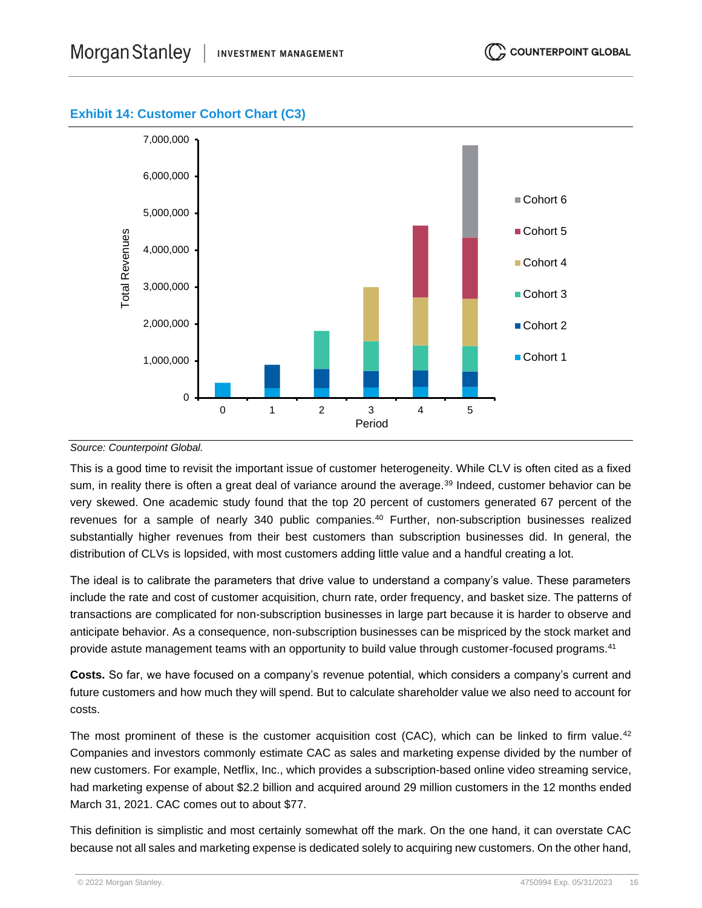**Exhibit 14: Customer Cohort Chart (C3)**

7,000,000
6,000,000
5,000,000
4,000,000
3,000,000
2,000,000
1,000,000
0

Total Revenues

0 1 2 3 4 5

Period

Cohort 6
Cohort 5
Cohort 4
Cohort 3
Cohort 2
Cohort 1

*Source: Counterpoint Global.*

This is a good time to revisit the important issue of customer heterogeneity. While CLV is often cited as a fixed sum, in reality there is often a great deal of variance around the average.[39] Indeed, customer behavior can be very skewed. One academic study found that the top 20 percent of customers generated 67 percent of the revenues for a sample of nearly 340 public companies.[40] Further, non-subscription businesses realized substantially higher revenues from their best customers than subscription businesses did. In general, the distribution of CLVs is lopsided, with most customers adding little value and a handful creating a lot.

The ideal is to calibrate the parameters that drive value to understand a company's value. These parameters include the rate and cost of customer acquisition, churn rate, order frequency, and basket size. The patterns of transactions are complicated for non-subscription businesses in large part because it is harder to observe and anticipate behavior. As a consequence, non-subscription businesses can be mispriced by the stock market and provide astute management teams with an opportunity to build value through customer-focused programs.[41]

**Costs.** So far, we have focused on a company's revenue potential, which considers a company's current and future customers and how much they will spend. But to calculate shareholder value we also need to account for costs.

The most prominent of these is the customer acquisition cost (CAC), which can be linked to firm value.[42] Companies and investors commonly estimate CAC as sales and marketing expense divided by the number of new customers. For example, Netflix, Inc., which provides a subscription-based online video streaming service, had marketing expense of about $2.2 billion and acquired around 29 million customers in the 12 months ended March 31, 2021. CAC comes out to about $77.

This definition is simplistic and most certainly somewhat off the mark. On the one hand, it can overstate CAC because not all sales and marketing expense is dedicated solely to acquiring new customers. On the other hand,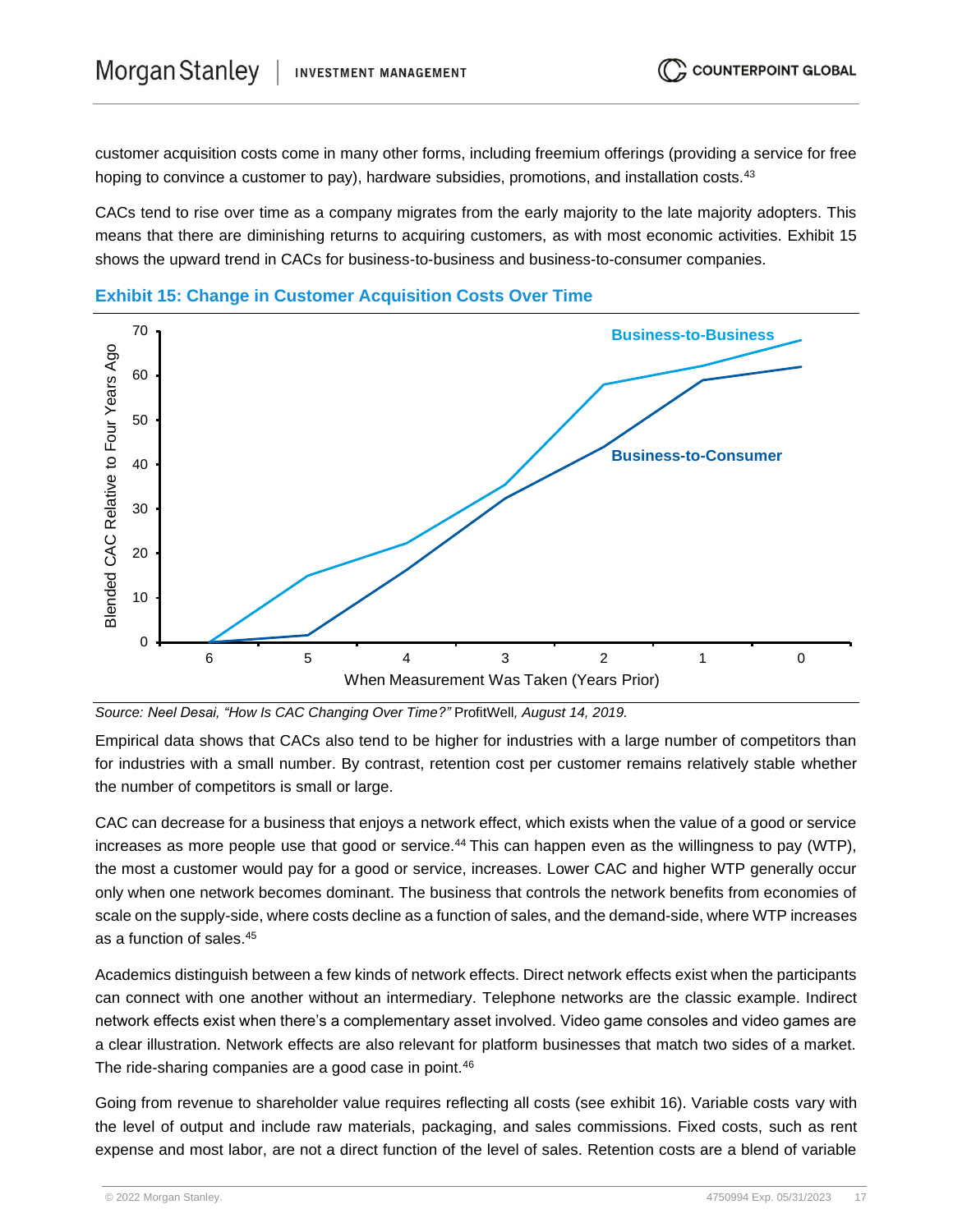customer acquisition costs come in many other forms, including freemium offerings (providing a service for free hoping to convince a customer to pay), hardware subsidies, promotions, and installation costs.[43]

CACs tend to rise over time as a company migrates from the early majority to the late majority adopters. This means that there are diminishing returns to acquiring customers, as with most economic activities. Exhibit 15 shows the upward trend in CACs for business-to-business and business-to-consumer companies.

**Exhibit 15: Change in Customer Acquisition Costs Over Time**

Blended CAC Relative to Four Years Ago

70
60
50
40
30
20
10
0

6 5 4 3 2 1 0

When Measurement Was Taken (Years Prior)

Business-to-Business

Business-to-Consumer

*Source: Neel Desai, "How Is CAC Changing Over Time?"* ProfitWell*, August 14, 2019.*

Empirical data shows that CACs also tend to be higher for industries with a large number of competitors than for industries with a small number. By contrast, retention cost per customer remains relatively stable whether the number of competitors is small or large.

CAC can decrease for a business that enjoys a network effect, which exists when the value of a good or service increases as more people use that good or service.[44] This can happen even as the willingness to pay (WTP), the most a customer would pay for a good or service, increases. Lower CAC and higher WTP generally occur only when one network becomes dominant. The business that controls the network benefits from economies of scale on the supply-side, where costs decline as a function of sales, and the demand-side, where WTP increases as a function of sales.[45]

Academics distinguish between a few kinds of network effects. Direct network effects exist when the participants can connect with one another without an intermediary. Telephone networks are the classic example. Indirect network effects exist when there's a complementary asset involved. Video game consoles and video games are a clear illustration. Network effects are also relevant for platform businesses that match two sides of a market. The ride-sharing companies are a good case in point.[46]

Going from revenue to shareholder value requires reflecting all costs (see exhibit 16). Variable costs vary with the level of output and include raw materials, packaging, and sales commissions. Fixed costs, such as rent expense and most labor, are not a direct function of the level of sales. Retention costs are a blend of variable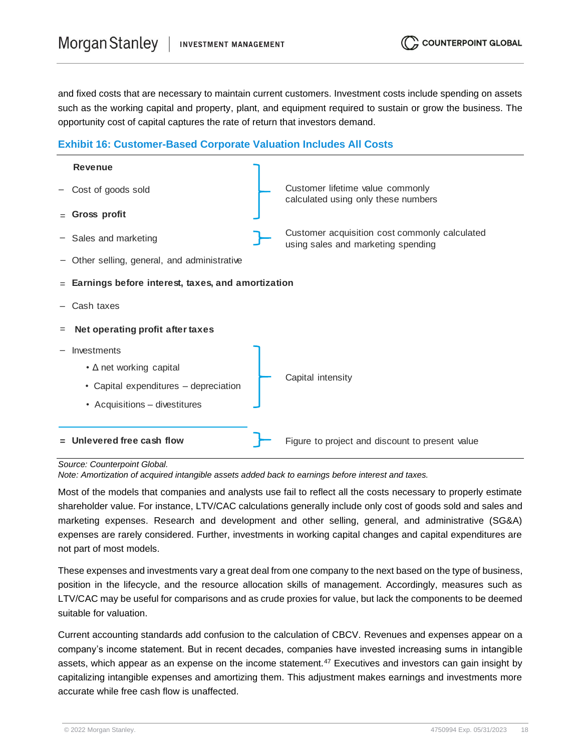and fixed costs that are necessary to maintain current customers. Investment costs include spending on assets such as the working capital and property, plant, and equipment required to sustain or grow the business. The opportunity cost of capital captures the rate of return that investors demand.

### Exhibit 16: Customer-Based Corporate Valuation Includes All Costs

| Line item | Note |
|---|---|
| **Revenue** | Customer lifetime value commonly calculated using only these numbers |
| − Cost of goods sold | |
| = **Gross profit** | |
| − Sales and marketing | Customer acquisition cost commonly calculated using sales and marketing spending |
| − Other selling, general, and administrative | |
| = **Earnings before interest, taxes, and amortization** | |
| − Cash taxes | |
| = **Net operating profit after taxes** | |
| − Investments | Capital intensity |
| • Δ net working capital | |
| • Capital expenditures – depreciation | |
| • Acquisitions – divestitures | |
| = **Unlevered free cash flow** | Figure to project and discount to present value |

*Source: Counterpoint Global.*
*Note: Amortization of acquired intangible assets added back to earnings before interest and taxes.*

Most of the models that companies and analysts use fail to reflect all the costs necessary to properly estimate shareholder value. For instance, LTV/CAC calculations generally include only cost of goods sold and sales and marketing expenses. Research and development and other selling, general, and administrative (SG&A) expenses are rarely considered. Further, investments in working capital changes and capital expenditures are not part of most models.

These expenses and investments vary a great deal from one company to the next based on the type of business, position in the lifecycle, and the resource allocation skills of management. Accordingly, measures such as LTV/CAC may be useful for comparisons and as crude proxies for value, but lack the components to be deemed suitable for valuation.

Current accounting standards add confusion to the calculation of CBCV. Revenues and expenses appear on a company's income statement. But in recent decades, companies have invested increasing sums in intangible assets, which appear as an expense on the income statement.[47] Executives and investors can gain insight by capitalizing intangible expenses and amortizing them. This adjustment makes earnings and investments more accurate while free cash flow is unaffected.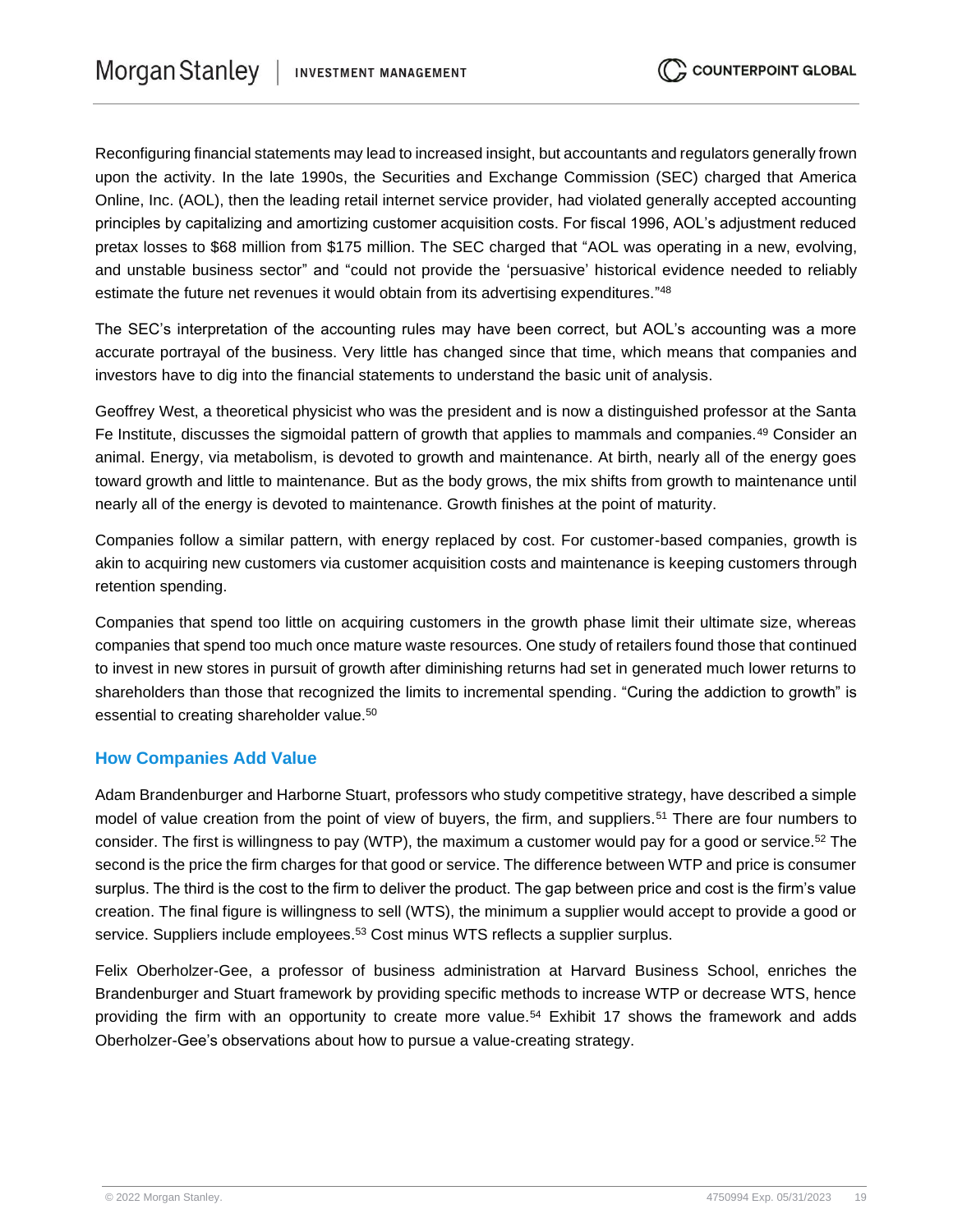Reconfiguring financial statements may lead to increased insight, but accountants and regulators generally frown upon the activity. In the late 1990s, the Securities and Exchange Commission (SEC) charged that America Online, Inc. (AOL), then the leading retail internet service provider, had violated generally accepted accounting principles by capitalizing and amortizing customer acquisition costs. For fiscal 1996, AOL's adjustment reduced pretax losses to \$68 million from \$175 million. The SEC charged that "AOL was operating in a new, evolving, and unstable business sector" and "could not provide the 'persuasive' historical evidence needed to reliably estimate the future net revenues it would obtain from its advertising expenditures."[48]

The SEC's interpretation of the accounting rules may have been correct, but AOL's accounting was a more accurate portrayal of the business. Very little has changed since that time, which means that companies and investors have to dig into the financial statements to understand the basic unit of analysis.

Geoffrey West, a theoretical physicist who was the president and is now a distinguished professor at the Santa Fe Institute, discusses the sigmoidal pattern of growth that applies to mammals and companies.[49] Consider an animal. Energy, via metabolism, is devoted to growth and maintenance. At birth, nearly all of the energy goes toward growth and little to maintenance. But as the body grows, the mix shifts from growth to maintenance until nearly all of the energy is devoted to maintenance. Growth finishes at the point of maturity.

Companies follow a similar pattern, with energy replaced by cost. For customer-based companies, growth is akin to acquiring new customers via customer acquisition costs and maintenance is keeping customers through retention spending.

Companies that spend too little on acquiring customers in the growth phase limit their ultimate size, whereas companies that spend too much once mature waste resources. One study of retailers found those that continued to invest in new stores in pursuit of growth after diminishing returns had set in generated much lower returns to shareholders than those that recognized the limits to incremental spending. "Curing the addiction to growth" is essential to creating shareholder value.[50]

## How Companies Add Value

Adam Brandenburger and Harborne Stuart, professors who study competitive strategy, have described a simple model of value creation from the point of view of buyers, the firm, and suppliers.[51] There are four numbers to consider. The first is willingness to pay (WTP), the maximum a customer would pay for a good or service.[52] The second is the price the firm charges for that good or service. The difference between WTP and price is consumer surplus. The third is the cost to the firm to deliver the product. The gap between price and cost is the firm's value creation. The final figure is willingness to sell (WTS), the minimum a supplier would accept to provide a good or service. Suppliers include employees.[53] Cost minus WTS reflects a supplier surplus.

Felix Oberholzer-Gee, a professor of business administration at Harvard Business School, enriches the Brandenburger and Stuart framework by providing specific methods to increase WTP or decrease WTS, hence providing the firm with an opportunity to create more value.[54] Exhibit 17 shows the framework and adds Oberholzer-Gee's observations about how to pursue a value-creating strategy.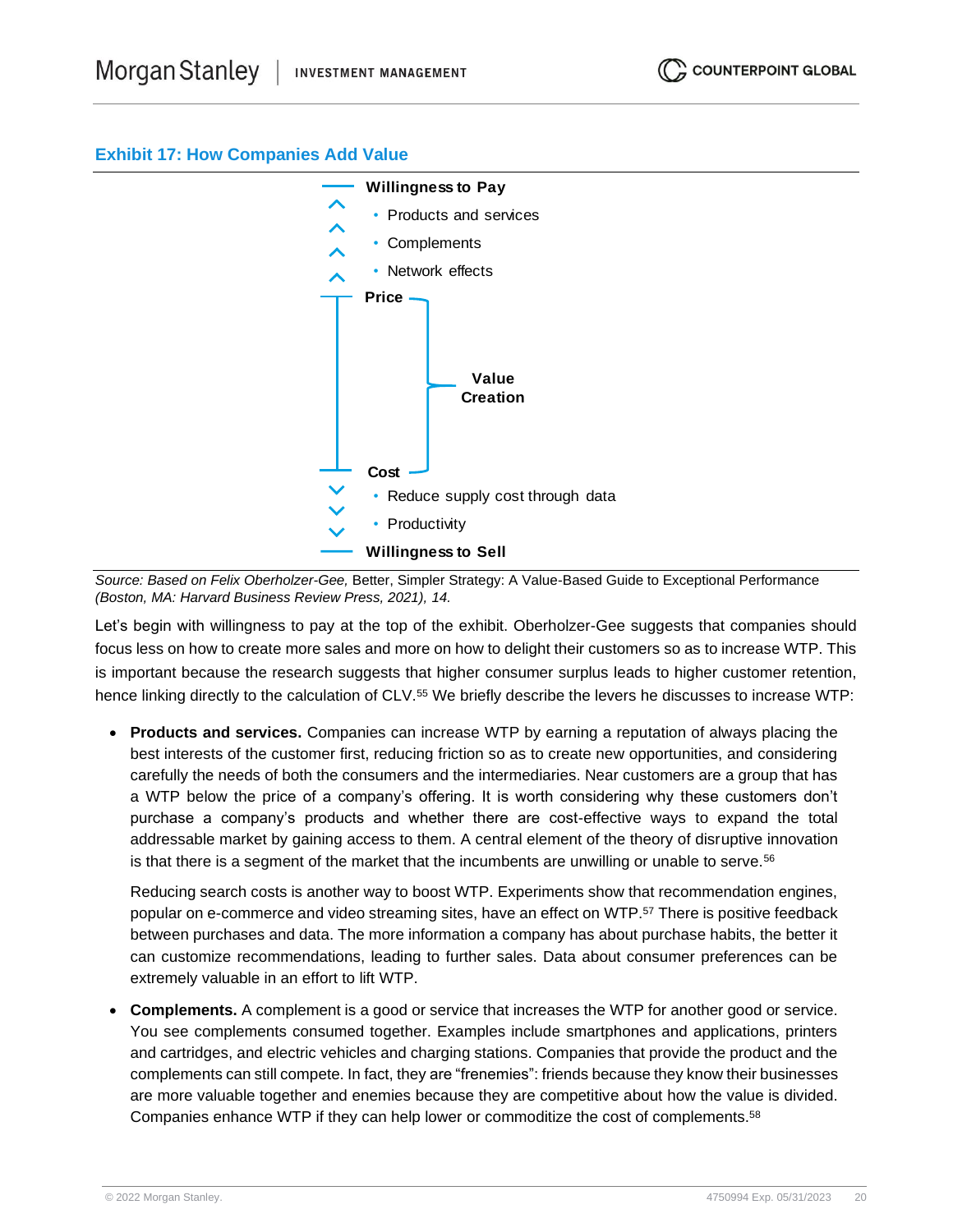### Exhibit 17: How Companies Add Value

Willingness to Pay
- Products and services
- Complements
- Network effects

Price

Value Creation

Cost
- Reduce supply cost through data
- Productivity

Willingness to Sell

*Source: Based on Felix Oberholzer-Gee,* Better, Simpler Strategy: A Value-Based Guide to Exceptional Performance *(Boston, MA: Harvard Business Review Press, 2021), 14.*

Let's begin with willingness to pay at the top of the exhibit. Oberholzer-Gee suggests that companies should focus less on how to create more sales and more on how to delight their customers so as to increase WTP. This is important because the research suggests that higher consumer surplus leads to higher customer retention, hence linking directly to the calculation of CLV.[55] We briefly describe the levers he discusses to increase WTP:

- **Products and services.** Companies can increase WTP by earning a reputation of always placing the best interests of the customer first, reducing friction so as to create new opportunities, and considering carefully the needs of both the consumers and the intermediaries. Near customers are a group that has a WTP below the price of a company's offering. It is worth considering why these customers don't purchase a company's products and whether there are cost-effective ways to expand the total addressable market by gaining access to them. A central element of the theory of disruptive innovation is that there is a segment of the market that the incumbents are unwilling or unable to serve.[56]

  Reducing search costs is another way to boost WTP. Experiments show that recommendation engines, popular on e-commerce and video streaming sites, have an effect on WTP.[57] There is positive feedback between purchases and data. The more information a company has about purchase habits, the better it can customize recommendations, leading to further sales. Data about consumer preferences can be extremely valuable in an effort to lift WTP.

- **Complements.** A complement is a good or service that increases the WTP for another good or service. You see complements consumed together. Examples include smartphones and applications, printers and cartridges, and electric vehicles and charging stations. Companies that provide the product and the complements can still compete. In fact, they are "frenemies": friends because they know their businesses are more valuable together and enemies because they are competitive about how the value is divided. Companies enhance WTP if they can help lower or commoditize the cost of complements.[58]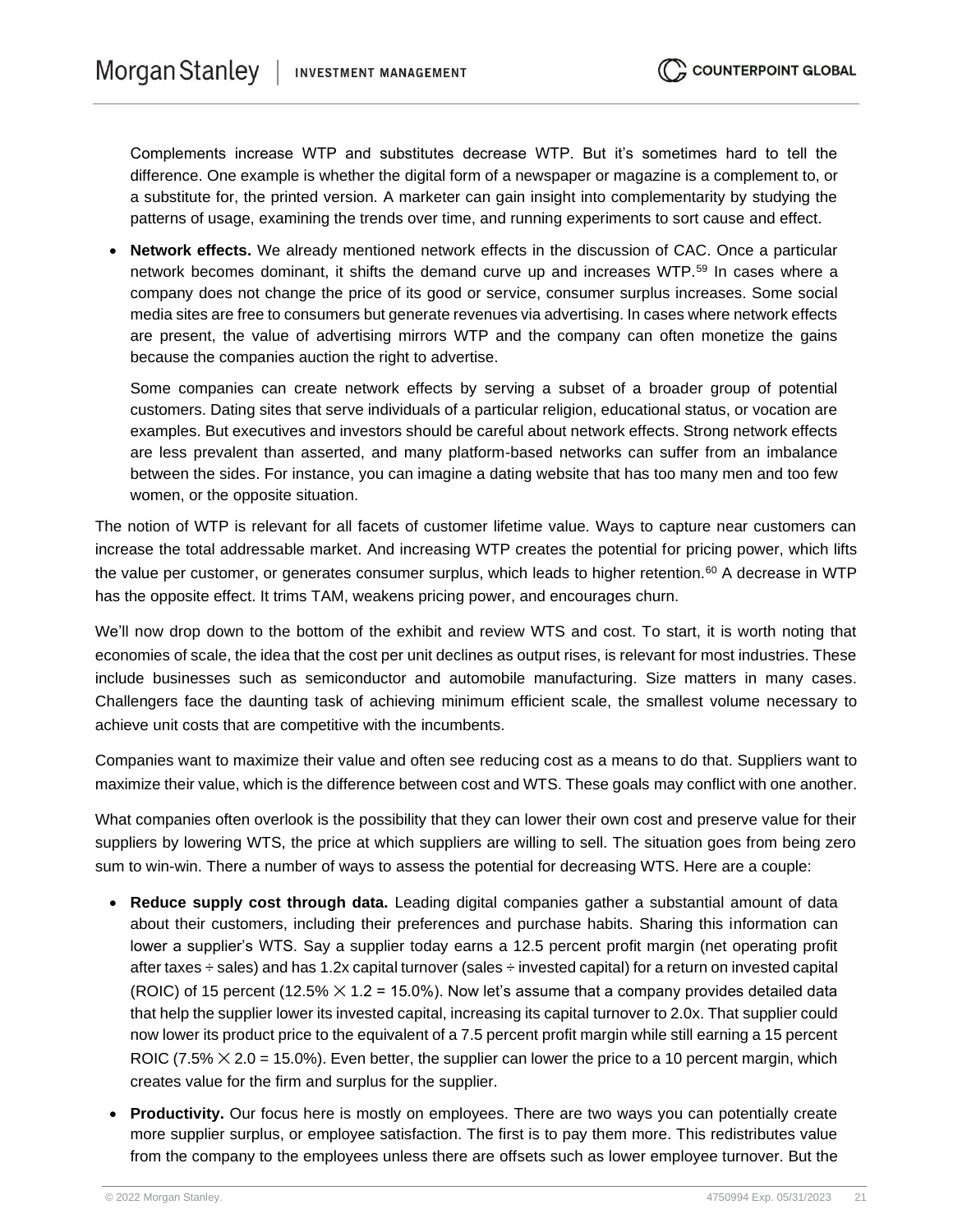Complements increase WTP and substitutes decrease WTP. But it's sometimes hard to tell the difference. One example is whether the digital form of a newspaper or magazine is a complement to, or a substitute for, the printed version. A marketer can gain insight into complementarity by studying the patterns of usage, examining the trends over time, and running experiments to sort cause and effect.

- **Network effects.** We already mentioned network effects in the discussion of CAC. Once a particular network becomes dominant, it shifts the demand curve up and increases WTP.[59] In cases where a company does not change the price of its good or service, consumer surplus increases. Some social media sites are free to consumers but generate revenues via advertising. In cases where network effects are present, the value of advertising mirrors WTP and the company can often monetize the gains because the companies auction the right to advertise.

  Some companies can create network effects by serving a subset of a broader group of potential customers. Dating sites that serve individuals of a particular religion, educational status, or vocation are examples. But executives and investors should be careful about network effects. Strong network effects are less prevalent than asserted, and many platform-based networks can suffer from an imbalance between the sides. For instance, you can imagine a dating website that has too many men and too few women, or the opposite situation.

The notion of WTP is relevant for all facets of customer lifetime value. Ways to capture near customers can increase the total addressable market. And increasing WTP creates the potential for pricing power, which lifts the value per customer, or generates consumer surplus, which leads to higher retention.[60] A decrease in WTP has the opposite effect. It trims TAM, weakens pricing power, and encourages churn.

We'll now drop down to the bottom of the exhibit and review WTS and cost. To start, it is worth noting that economies of scale, the idea that the cost per unit declines as output rises, is relevant for most industries. These include businesses such as semiconductor and automobile manufacturing. Size matters in many cases. Challengers face the daunting task of achieving minimum efficient scale, the smallest volume necessary to achieve unit costs that are competitive with the incumbents.

Companies want to maximize their value and often see reducing cost as a means to do that. Suppliers want to maximize their value, which is the difference between cost and WTS. These goals may conflict with one another.

What companies often overlook is the possibility that they can lower their own cost and preserve value for their suppliers by lowering WTS, the price at which suppliers are willing to sell. The situation goes from being zero sum to win-win. There a number of ways to assess the potential for decreasing WTS. Here are a couple:

- **Reduce supply cost through data.** Leading digital companies gather a substantial amount of data about their customers, including their preferences and purchase habits. Sharing this information can lower a supplier's WTS. Say a supplier today earns a 12.5 percent profit margin (net operating profit after taxes ÷ sales) and has 1.2x capital turnover (sales ÷ invested capital) for a return on invested capital (ROIC) of 15 percent ($12.5\% \times 1.2 = 15.0\%$). Now let's assume that a company provides detailed data that help the supplier lower its invested capital, increasing its capital turnover to 2.0x. That supplier could now lower its product price to the equivalent of a 7.5 percent profit margin while still earning a 15 percent ROIC ($7.5\% \times 2.0 = 15.0\%$). Even better, the supplier can lower the price to a 10 percent margin, which creates value for the firm and surplus for the supplier.

- **Productivity.** Our focus here is mostly on employees. There are two ways you can potentially create more supplier surplus, or employee satisfaction. The first is to pay them more. This redistributes value from the company to the employees unless there are offsets such as lower employee turnover. But the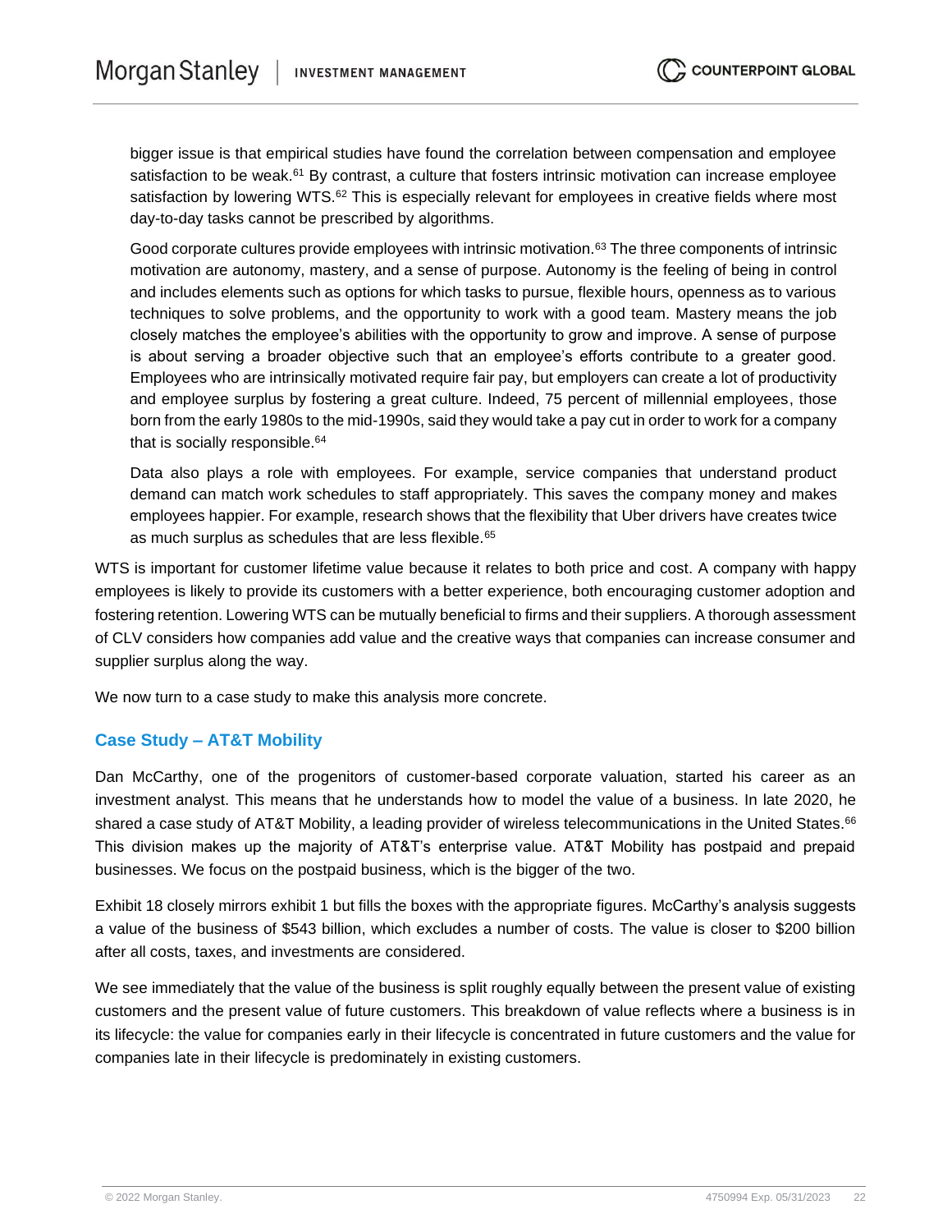bigger issue is that empirical studies have found the correlation between compensation and employee satisfaction to be weak.[61] By contrast, a culture that fosters intrinsic motivation can increase employee satisfaction by lowering WTS.[62] This is especially relevant for employees in creative fields where most day-to-day tasks cannot be prescribed by algorithms.

Good corporate cultures provide employees with intrinsic motivation.[63] The three components of intrinsic motivation are autonomy, mastery, and a sense of purpose. Autonomy is the feeling of being in control and includes elements such as options for which tasks to pursue, flexible hours, openness as to various techniques to solve problems, and the opportunity to work with a good team. Mastery means the job closely matches the employee's abilities with the opportunity to grow and improve. A sense of purpose is about serving a broader objective such that an employee's efforts contribute to a greater good. Employees who are intrinsically motivated require fair pay, but employers can create a lot of productivity and employee surplus by fostering a great culture. Indeed, 75 percent of millennial employees, those born from the early 1980s to the mid-1990s, said they would take a pay cut in order to work for a company that is socially responsible.[64]

Data also plays a role with employees. For example, service companies that understand product demand can match work schedules to staff appropriately. This saves the company money and makes employees happier. For example, research shows that the flexibility that Uber drivers have creates twice as much surplus as schedules that are less flexible.[65]

WTS is important for customer lifetime value because it relates to both price and cost. A company with happy employees is likely to provide its customers with a better experience, both encouraging customer adoption and fostering retention. Lowering WTS can be mutually beneficial to firms and their suppliers. A thorough assessment of CLV considers how companies add value and the creative ways that companies can increase consumer and supplier surplus along the way.

We now turn to a case study to make this analysis more concrete.

## Case Study – AT&T Mobility

Dan McCarthy, one of the progenitors of customer-based corporate valuation, started his career as an investment analyst. This means that he understands how to model the value of a business. In late 2020, he shared a case study of AT&T Mobility, a leading provider of wireless telecommunications in the United States.[66] This division makes up the majority of AT&T's enterprise value. AT&T Mobility has postpaid and prepaid businesses. We focus on the postpaid business, which is the bigger of the two.

Exhibit 18 closely mirrors exhibit 1 but fills the boxes with the appropriate figures. McCarthy's analysis suggests a value of the business of $543 billion, which excludes a number of costs. The value is closer to $200 billion after all costs, taxes, and investments are considered.

We see immediately that the value of the business is split roughly equally between the present value of existing customers and the present value of future customers. This breakdown of value reflects where a business is in its lifecycle: the value for companies early in their lifecycle is concentrated in future customers and the value for companies late in their lifecycle is predominately in existing customers.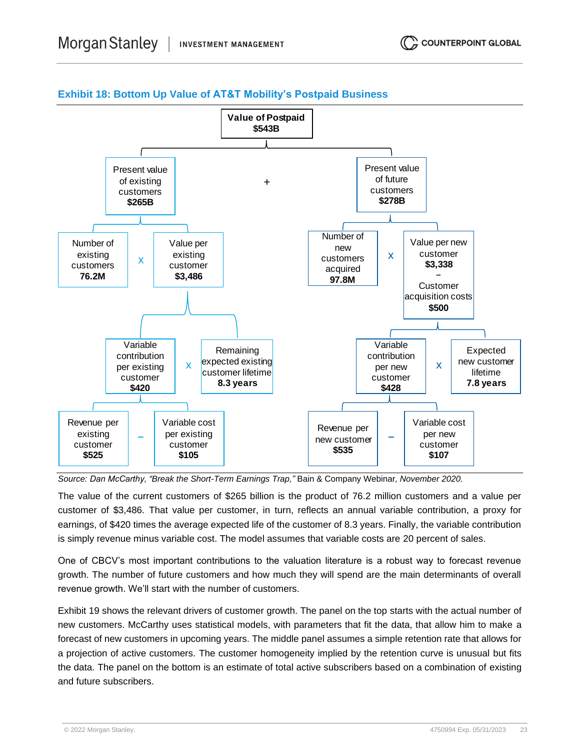**Exhibit 18: Bottom Up Value of AT&T Mobility's Postpaid Business**

**Value of Postpaid**
**$543B**

Present value of existing customers
**$265B**

+

Present value of future customers
**$278B**

Number of existing customers
**76.2M**

x

Value per existing customer
**$3,486**

Number of new customers acquired
**97.8M**

x

Value per new customer
**$3,338**
–
Customer acquisition costs
**$500**

Variable contribution per existing customer
**$420**

x

Remaining expected existing customer lifetime
**8.3 years**

Variable contribution per new customer
**$428**

x

Expected new customer lifetime
**7.8 years**

Revenue per existing customer
**$525**

–

Variable cost per existing customer
**$105**

Revenue per new customer
**$535**

–

Variable cost per new customer
**$107**

*Source: Dan McCarthy, "Break the Short-Term Earnings Trap,"* Bain & Company Webinar*, November 2020.*

The value of the current customers of $265 billion is the product of 76.2 million customers and a value per customer of $3,486. That value per customer, in turn, reflects an annual variable contribution, a proxy for earnings, of $420 times the average expected life of the customer of 8.3 years. Finally, the variable contribution is simply revenue minus variable cost. The model assumes that variable costs are 20 percent of sales.

One of CBCV's most important contributions to the valuation literature is a robust way to forecast revenue growth. The number of future customers and how much they will spend are the main determinants of overall revenue growth. We'll start with the number of customers.

Exhibit 19 shows the relevant drivers of customer growth. The panel on the top starts with the actual number of new customers. McCarthy uses statistical models, with parameters that fit the data, that allow him to make a forecast of new customers in upcoming years. The middle panel assumes a simple retention rate that allows for a projection of active customers. The customer homogeneity implied by the retention curve is unusual but fits the data. The panel on the bottom is an estimate of total active subscribers based on a combination of existing and future subscribers.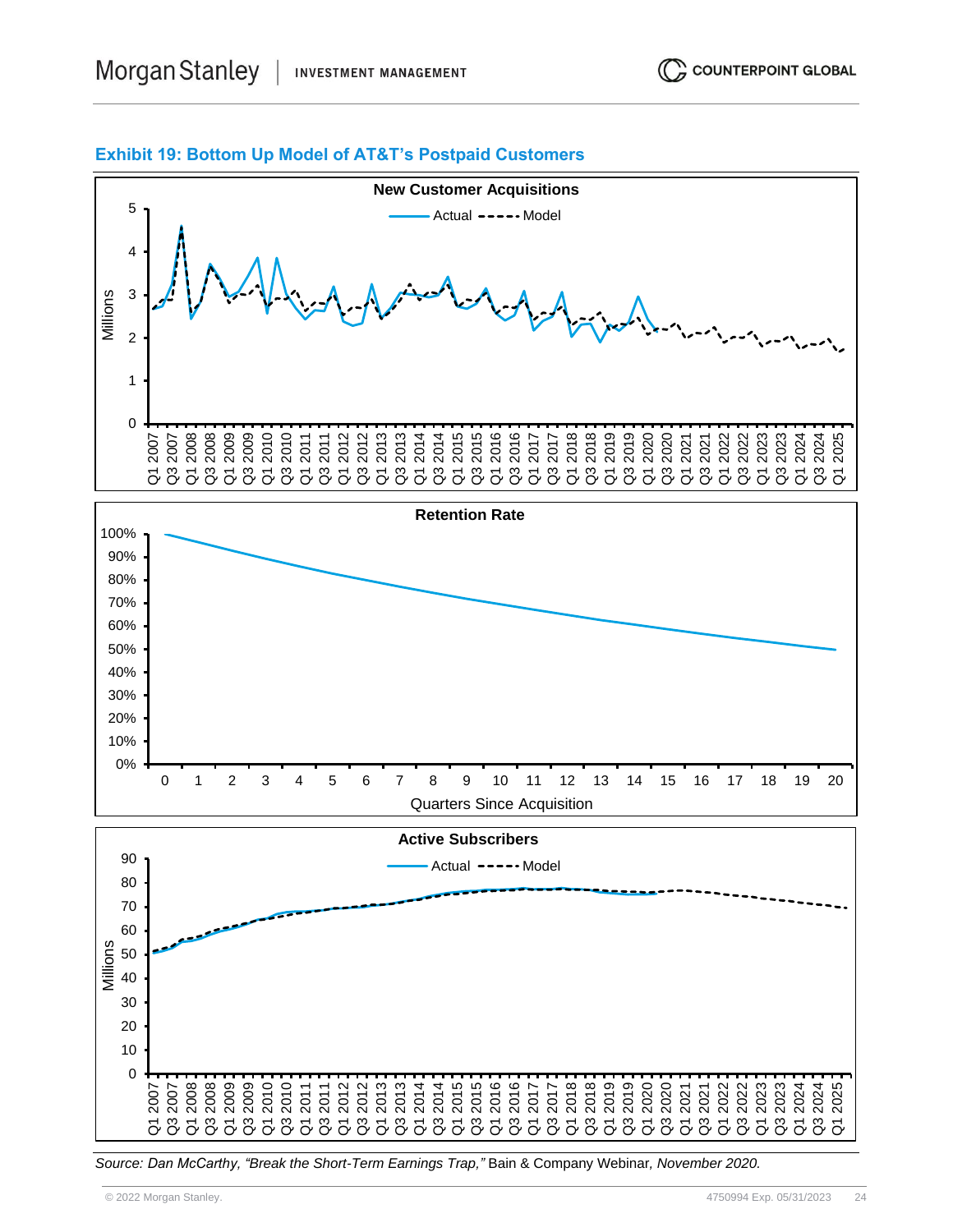**Exhibit 19: Bottom Up Model of AT&T's Postpaid Customers**

Source: *Dan McCarthy, "Break the Short-Term Earnings Trap,"* Bain & Company Webinar, *November 2020.*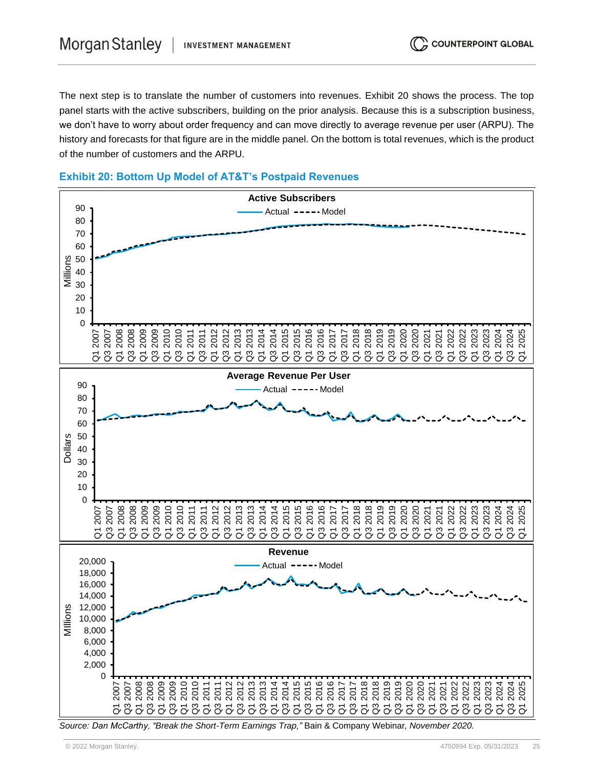The next step is to translate the number of customers into revenues. Exhibit 20 shows the process. The top panel starts with the active subscribers, building on the prior analysis. Because this is a subscription business, we don't have to worry about order frequency and can move directly to average revenue per user (ARPU). The history and forecasts for that figure are in the middle panel. On the bottom is total revenues, which is the product of the number of customers and the ARPU.

## Exhibit 20: Bottom Up Model of AT&T's Postpaid Revenues

Active Subscribers

Actual — Model

Millions

0 10 20 30 40 50 60 70 80 90

Q1 2007 Q3 2007 Q1 2008 Q3 2008 Q1 2009 Q3 2009 Q1 2010 Q3 2010 Q1 2011 Q3 2011 Q1 2012 Q3 2012 Q1 2013 Q3 2013 Q1 2014 Q3 2014 Q1 2015 Q3 2015 Q1 2016 Q3 2016 Q1 2017 Q3 2017 Q1 2018 Q3 2018 Q1 2019 Q3 2019 Q1 2020 Q3 2020 Q1 2021 Q3 2021 Q1 2022 Q3 2022 Q1 2023 Q3 2023 Q1 2024 Q3 2024 Q1 2025

Average Revenue Per User

Actual — Model

Dollars

0 10 20 30 40 50 60 70 80 90

Q1 2007 Q3 2007 Q1 2008 Q3 2008 Q1 2009 Q3 2009 Q1 2010 Q3 2010 Q1 2011 Q3 2011 Q1 2012 Q3 2012 Q1 2013 Q3 2013 Q1 2014 Q3 2014 Q1 2015 Q3 2015 Q1 2016 Q3 2016 Q1 2017 Q3 2017 Q1 2018 Q3 2018 Q1 2019 Q3 2019 Q1 2020 Q3 2020 Q1 2021 Q3 2021 Q1 2022 Q3 2022 Q1 2023 Q3 2023 Q1 2024 Q3 2024 Q1 2025

Revenue

Actual — Model

Millions

0 2,000 4,000 6,000 8,000 10,000 12,000 14,000 16,000 18,000 20,000

Q1 2007 Q3 2007 Q1 2008 Q3 2008 Q1 2009 Q3 2009 Q1 2010 Q3 2010 Q1 2011 Q3 2011 Q1 2012 Q3 2012 Q1 2013 Q3 2013 Q1 2014 Q3 2014 Q1 2015 Q3 2015 Q1 2016 Q3 2016 Q1 2017 Q3 2017 Q1 2018 Q3 2018 Q1 2019 Q3 2019 Q1 2020 Q3 2020 Q1 2021 Q3 2021 Q1 2022 Q3 2022 Q1 2023 Q3 2023 Q1 2024 Q3 2024 Q1 2025

*Source: Dan McCarthy, "Break the Short-Term Earnings Trap,"* Bain & Company Webinar*, November 2020.*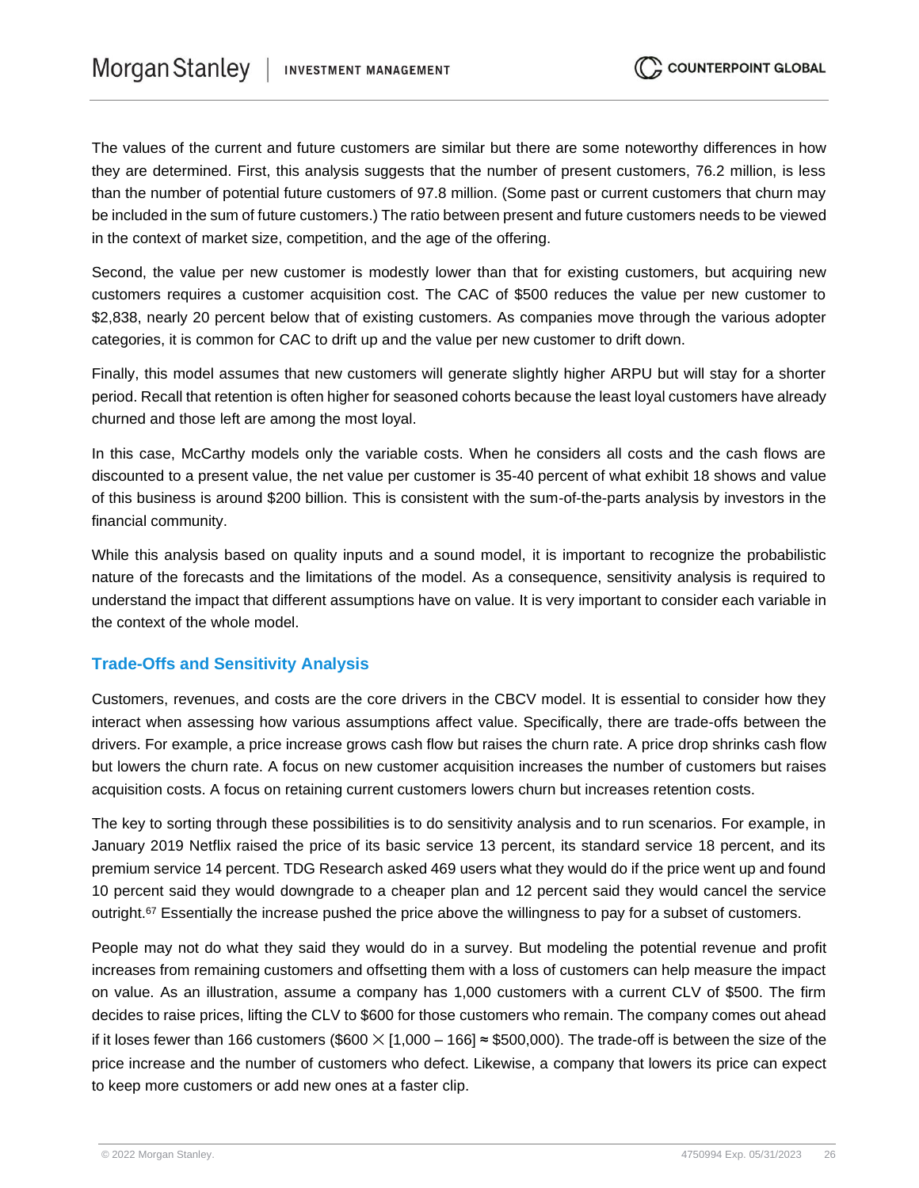The values of the current and future customers are similar but there are some noteworthy differences in how they are determined. First, this analysis suggests that the number of present customers, 76.2 million, is less than the number of potential future customers of 97.8 million. (Some past or current customers that churn may be included in the sum of future customers.) The ratio between present and future customers needs to be viewed in the context of market size, competition, and the age of the offering.

Second, the value per new customer is modestly lower than that for existing customers, but acquiring new customers requires a customer acquisition cost. The CAC of $500 reduces the value per new customer to $2,838, nearly 20 percent below that of existing customers. As companies move through the various adopter categories, it is common for CAC to drift up and the value per new customer to drift down.

Finally, this model assumes that new customers will generate slightly higher ARPU but will stay for a shorter period. Recall that retention is often higher for seasoned cohorts because the least loyal customers have already churned and those left are among the most loyal.

In this case, McCarthy models only the variable costs. When he considers all costs and the cash flows are discounted to a present value, the net value per customer is 35-40 percent of what exhibit 18 shows and value of this business is around $200 billion. This is consistent with the sum-of-the-parts analysis by investors in the financial community.

While this analysis based on quality inputs and a sound model, it is important to recognize the probabilistic nature of the forecasts and the limitations of the model. As a consequence, sensitivity analysis is required to understand the impact that different assumptions have on value. It is very important to consider each variable in the context of the whole model.

## Trade-Offs and Sensitivity Analysis

Customers, revenues, and costs are the core drivers in the CBCV model. It is essential to consider how they interact when assessing how various assumptions affect value. Specifically, there are trade-offs between the drivers. For example, a price increase grows cash flow but raises the churn rate. A price drop shrinks cash flow but lowers the churn rate. A focus on new customer acquisition increases the number of customers but raises acquisition costs. A focus on retaining current customers lowers churn but increases retention costs.

The key to sorting through these possibilities is to do sensitivity analysis and to run scenarios. For example, in January 2019 Netflix raised the price of its basic service 13 percent, its standard service 18 percent, and its premium service 14 percent. TDG Research asked 469 users what they would do if the price went up and found 10 percent said they would downgrade to a cheaper plan and 12 percent said they would cancel the service outright.[67] Essentially the increase pushed the price above the willingness to pay for a subset of customers.

People may not do what they said they would do in a survey. But modeling the potential revenue and profit increases from remaining customers and offsetting them with a loss of customers can help measure the impact on value. As an illustration, assume a company has 1,000 customers with a current CLV of $500. The firm decides to raise prices, lifting the CLV to $600 for those customers who remain. The company comes out ahead if it loses fewer than 166 customers ($\$600 \times [1{,}000 - 166] \approx \$500{,}000$). The trade-off is between the size of the price increase and the number of customers who defect. Likewise, a company that lowers its price can expect to keep more customers or add new ones at a faster clip.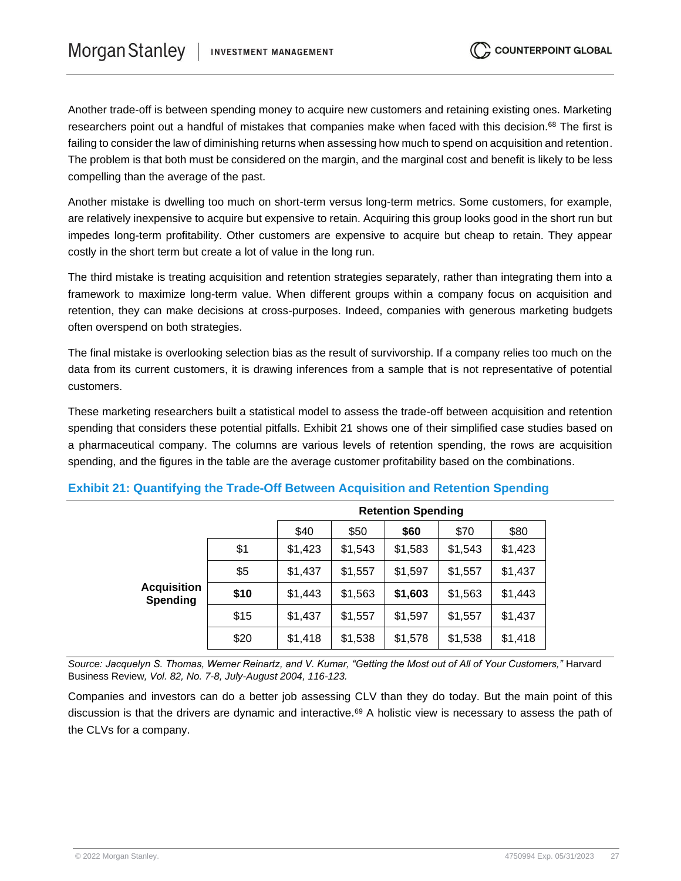Another trade-off is between spending money to acquire new customers and retaining existing ones. Marketing researchers point out a handful of mistakes that companies make when faced with this decision.[68] The first is failing to consider the law of diminishing returns when assessing how much to spend on acquisition and retention. The problem is that both must be considered on the margin, and the marginal cost and benefit is likely to be less compelling than the average of the past.

Another mistake is dwelling too much on short-term versus long-term metrics. Some customers, for example, are relatively inexpensive to acquire but expensive to retain. Acquiring this group looks good in the short run but impedes long-term profitability. Other customers are expensive to acquire but cheap to retain. They appear costly in the short term but create a lot of value in the long run.

The third mistake is treating acquisition and retention strategies separately, rather than integrating them into a framework to maximize long-term value. When different groups within a company focus on acquisition and retention, they can make decisions at cross-purposes. Indeed, companies with generous marketing budgets often overspend on both strategies.

The final mistake is overlooking selection bias as the result of survivorship. If a company relies too much on the data from its current customers, it is drawing inferences from a sample that is not representative of potential customers.

These marketing researchers built a statistical model to assess the trade-off between acquisition and retention spending that considers these potential pitfalls. Exhibit 21 shows one of their simplified case studies based on a pharmaceutical company. The columns are various levels of retention spending, the rows are acquisition spending, and the figures in the table are the average customer profitability based on the combinations.

## Exhibit 21: Quantifying the Trade-Off Between Acquisition and Retention Spending

| | | Retention Spending | | | | |
|---|---|---|---|---|---|---|
| | | $40 | $50 | **$60** | $70 | $80 |
| **Acquisition Spending** | $1 | $1,423 | $1,543 | $1,583 | $1,543 | $1,423 |
| | $5 | $1,437 | $1,557 | $1,597 | $1,557 | $1,437 |
| | **$10** | $1,443 | $1,563 | **$1,603** | $1,563 | $1,443 |
| | $15 | $1,437 | $1,557 | $1,597 | $1,557 | $1,437 |
| | $20 | $1,418 | $1,538 | $1,578 | $1,538 | $1,418 |

*Source: Jacquelyn S. Thomas, Werner Reinartz, and V. Kumar, "Getting the Most out of All of Your Customers,"* Harvard Business Review*, Vol. 82, No. 7-8, July-August 2004, 116-123.*

Companies and investors can do a better job assessing CLV than they do today. But the main point of this discussion is that the drivers are dynamic and interactive.[69] A holistic view is necessary to assess the path of the CLVs for a company.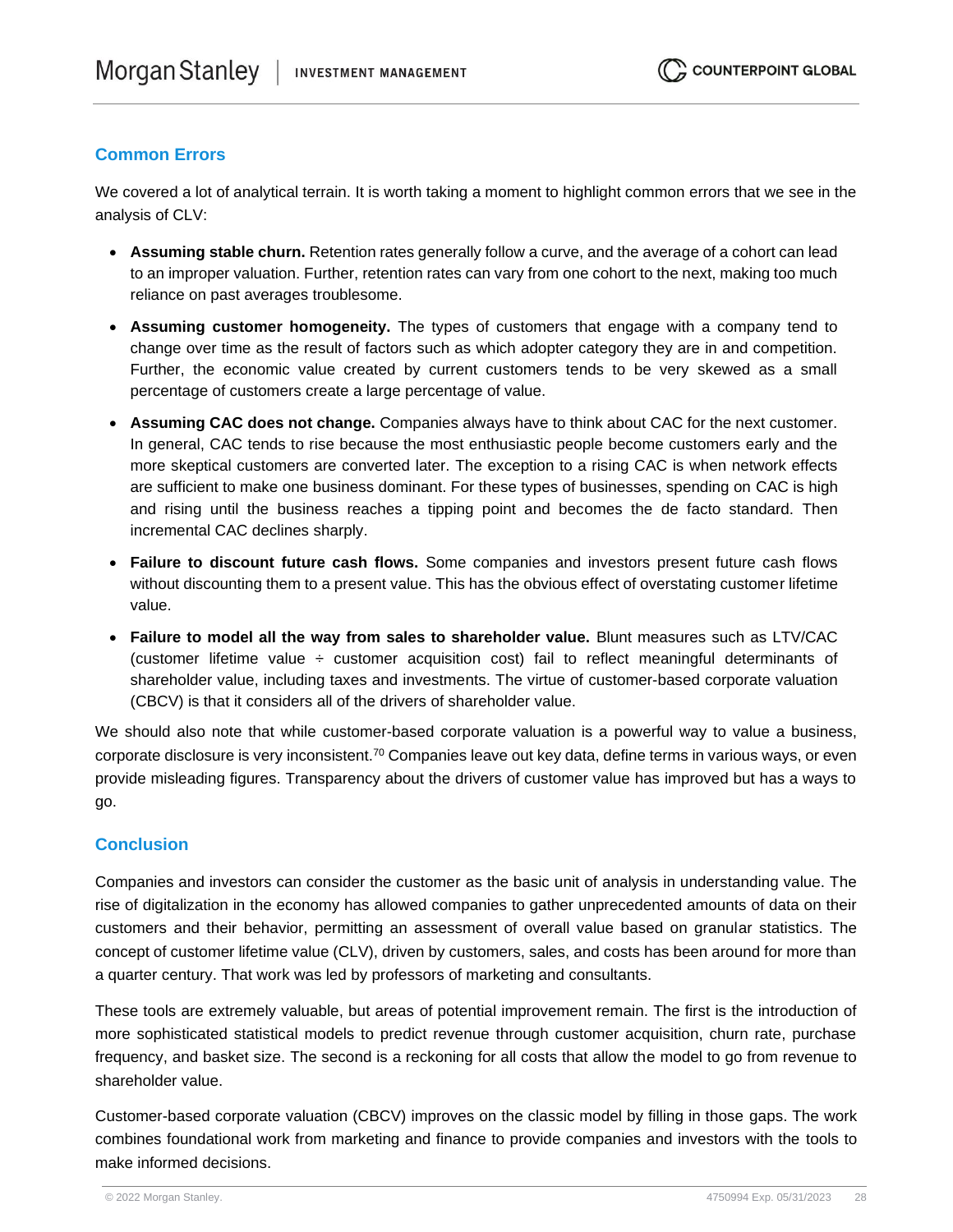## Common Errors

We covered a lot of analytical terrain. It is worth taking a moment to highlight common errors that we see in the analysis of CLV:

- **Assuming stable churn.** Retention rates generally follow a curve, and the average of a cohort can lead to an improper valuation. Further, retention rates can vary from one cohort to the next, making too much reliance on past averages troublesome.
- **Assuming customer homogeneity.** The types of customers that engage with a company tend to change over time as the result of factors such as which adopter category they are in and competition. Further, the economic value created by current customers tends to be very skewed as a small percentage of customers create a large percentage of value.
- **Assuming CAC does not change.** Companies always have to think about CAC for the next customer. In general, CAC tends to rise because the most enthusiastic people become customers early and the more skeptical customers are converted later. The exception to a rising CAC is when network effects are sufficient to make one business dominant. For these types of businesses, spending on CAC is high and rising until the business reaches a tipping point and becomes the de facto standard. Then incremental CAC declines sharply.
- **Failure to discount future cash flows.** Some companies and investors present future cash flows without discounting them to a present value. This has the obvious effect of overstating customer lifetime value.
- **Failure to model all the way from sales to shareholder value.** Blunt measures such as LTV/CAC (customer lifetime value ÷ customer acquisition cost) fail to reflect meaningful determinants of shareholder value, including taxes and investments. The virtue of customer-based corporate valuation (CBCV) is that it considers all of the drivers of shareholder value.

We should also note that while customer-based corporate valuation is a powerful way to value a business, corporate disclosure is very inconsistent.[70] Companies leave out key data, define terms in various ways, or even provide misleading figures. Transparency about the drivers of customer value has improved but has a ways to go.

## Conclusion

Companies and investors can consider the customer as the basic unit of analysis in understanding value. The rise of digitalization in the economy has allowed companies to gather unprecedented amounts of data on their customers and their behavior, permitting an assessment of overall value based on granular statistics. The concept of customer lifetime value (CLV), driven by customers, sales, and costs has been around for more than a quarter century. That work was led by professors of marketing and consultants.

These tools are extremely valuable, but areas of potential improvement remain. The first is the introduction of more sophisticated statistical models to predict revenue through customer acquisition, churn rate, purchase frequency, and basket size. The second is a reckoning for all costs that allow the model to go from revenue to shareholder value.

Customer-based corporate valuation (CBCV) improves on the classic model by filling in those gaps. The work combines foundational work from marketing and finance to provide companies and investors with the tools to make informed decisions.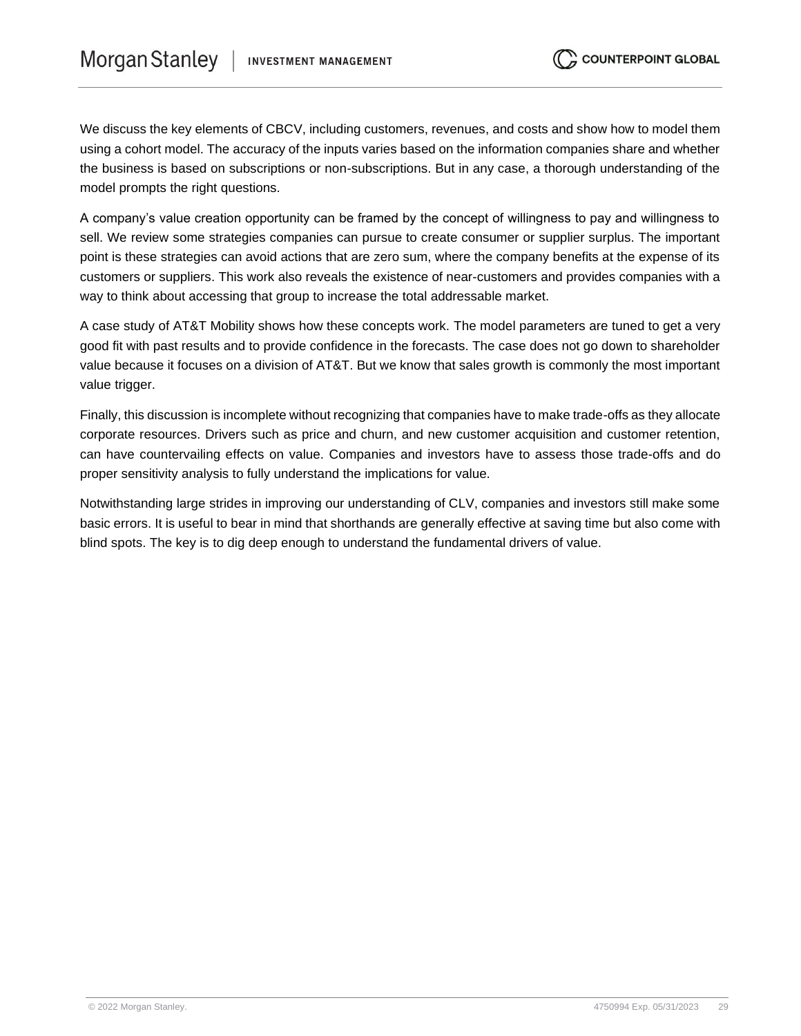We discuss the key elements of CBCV, including customers, revenues, and costs and show how to model them using a cohort model. The accuracy of the inputs varies based on the information companies share and whether the business is based on subscriptions or non-subscriptions. But in any case, a thorough understanding of the model prompts the right questions.

A company's value creation opportunity can be framed by the concept of willingness to pay and willingness to sell. We review some strategies companies can pursue to create consumer or supplier surplus. The important point is these strategies can avoid actions that are zero sum, where the company benefits at the expense of its customers or suppliers. This work also reveals the existence of near-customers and provides companies with a way to think about accessing that group to increase the total addressable market.

A case study of AT&T Mobility shows how these concepts work. The model parameters are tuned to get a very good fit with past results and to provide confidence in the forecasts. The case does not go down to shareholder value because it focuses on a division of AT&T. But we know that sales growth is commonly the most important value trigger.

Finally, this discussion is incomplete without recognizing that companies have to make trade-offs as they allocate corporate resources. Drivers such as price and churn, and new customer acquisition and customer retention, can have countervailing effects on value. Companies and investors have to assess those trade-offs and do proper sensitivity analysis to fully understand the implications for value.

Notwithstanding large strides in improving our understanding of CLV, companies and investors still make some basic errors. It is useful to bear in mind that shorthands are generally effective at saving time but also come with blind spots. The key is to dig deep enough to understand the fundamental drivers of value.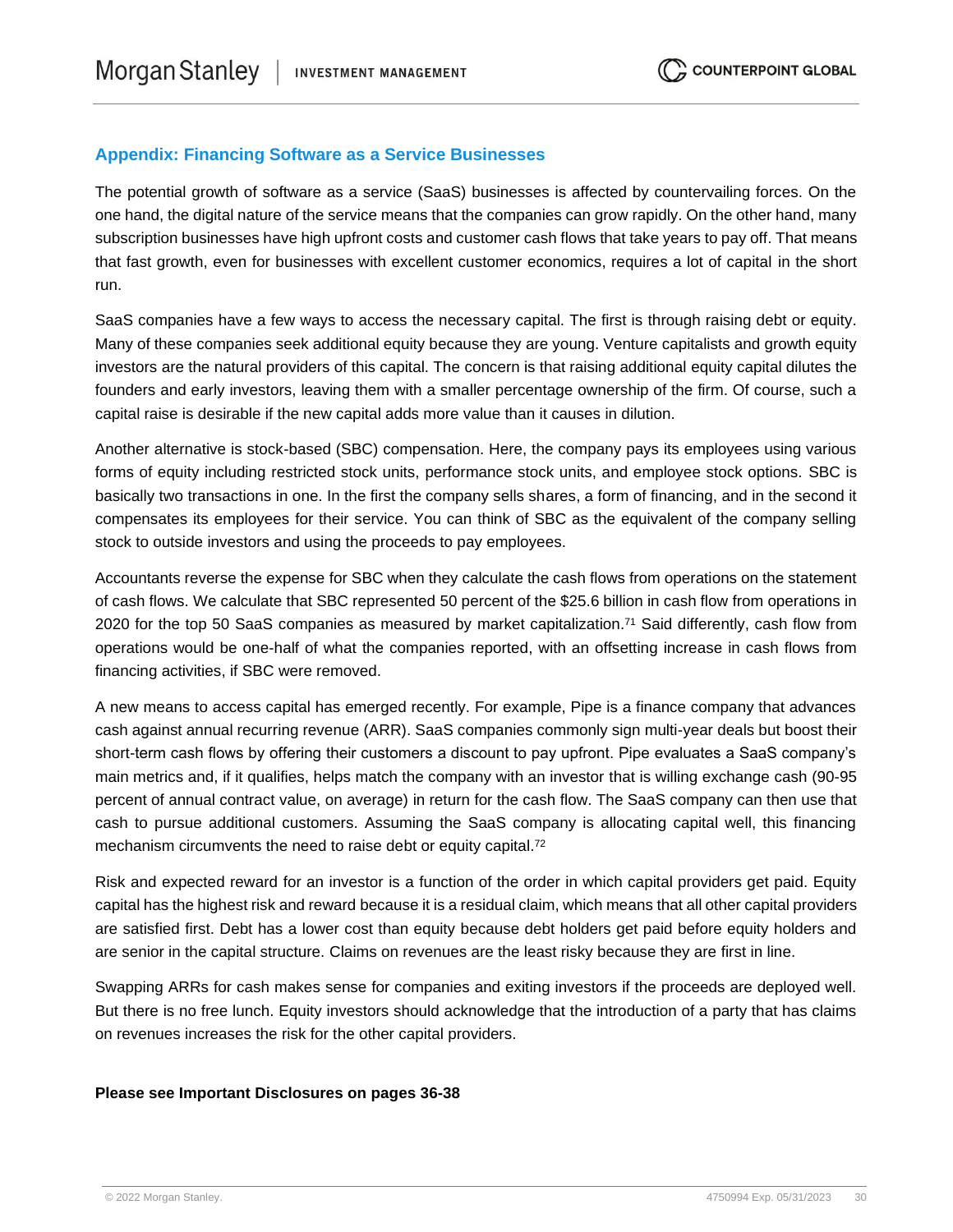## Appendix: Financing Software as a Service Businesses

The potential growth of software as a service (SaaS) businesses is affected by countervailing forces. On the one hand, the digital nature of the service means that the companies can grow rapidly. On the other hand, many subscription businesses have high upfront costs and customer cash flows that take years to pay off. That means that fast growth, even for businesses with excellent customer economics, requires a lot of capital in the short run.

SaaS companies have a few ways to access the necessary capital. The first is through raising debt or equity. Many of these companies seek additional equity because they are young. Venture capitalists and growth equity investors are the natural providers of this capital. The concern is that raising additional equity capital dilutes the founders and early investors, leaving them with a smaller percentage ownership of the firm. Of course, such a capital raise is desirable if the new capital adds more value than it causes in dilution.

Another alternative is stock-based (SBC) compensation. Here, the company pays its employees using various forms of equity including restricted stock units, performance stock units, and employee stock options. SBC is basically two transactions in one. In the first the company sells shares, a form of financing, and in the second it compensates its employees for their service. You can think of SBC as the equivalent of the company selling stock to outside investors and using the proceeds to pay employees.

Accountants reverse the expense for SBC when they calculate the cash flows from operations on the statement of cash flows. We calculate that SBC represented 50 percent of the $25.6 billion in cash flow from operations in 2020 for the top 50 SaaS companies as measured by market capitalization.[71] Said differently, cash flow from operations would be one-half of what the companies reported, with an offsetting increase in cash flows from financing activities, if SBC were removed.

A new means to access capital has emerged recently. For example, Pipe is a finance company that advances cash against annual recurring revenue (ARR). SaaS companies commonly sign multi-year deals but boost their short-term cash flows by offering their customers a discount to pay upfront. Pipe evaluates a SaaS company's main metrics and, if it qualifies, helps match the company with an investor that is willing exchange cash (90-95 percent of annual contract value, on average) in return for the cash flow. The SaaS company can then use that cash to pursue additional customers. Assuming the SaaS company is allocating capital well, this financing mechanism circumvents the need to raise debt or equity capital.[72]

Risk and expected reward for an investor is a function of the order in which capital providers get paid. Equity capital has the highest risk and reward because it is a residual claim, which means that all other capital providers are satisfied first. Debt has a lower cost than equity because debt holders get paid before equity holders and are senior in the capital structure. Claims on revenues are the least risky because they are first in line.

Swapping ARRs for cash makes sense for companies and exiting investors if the proceeds are deployed well. But there is no free lunch. Equity investors should acknowledge that the introduction of a party that has claims on revenues increases the risk for the other capital providers.

**Please see Important Disclosures on pages 36-38**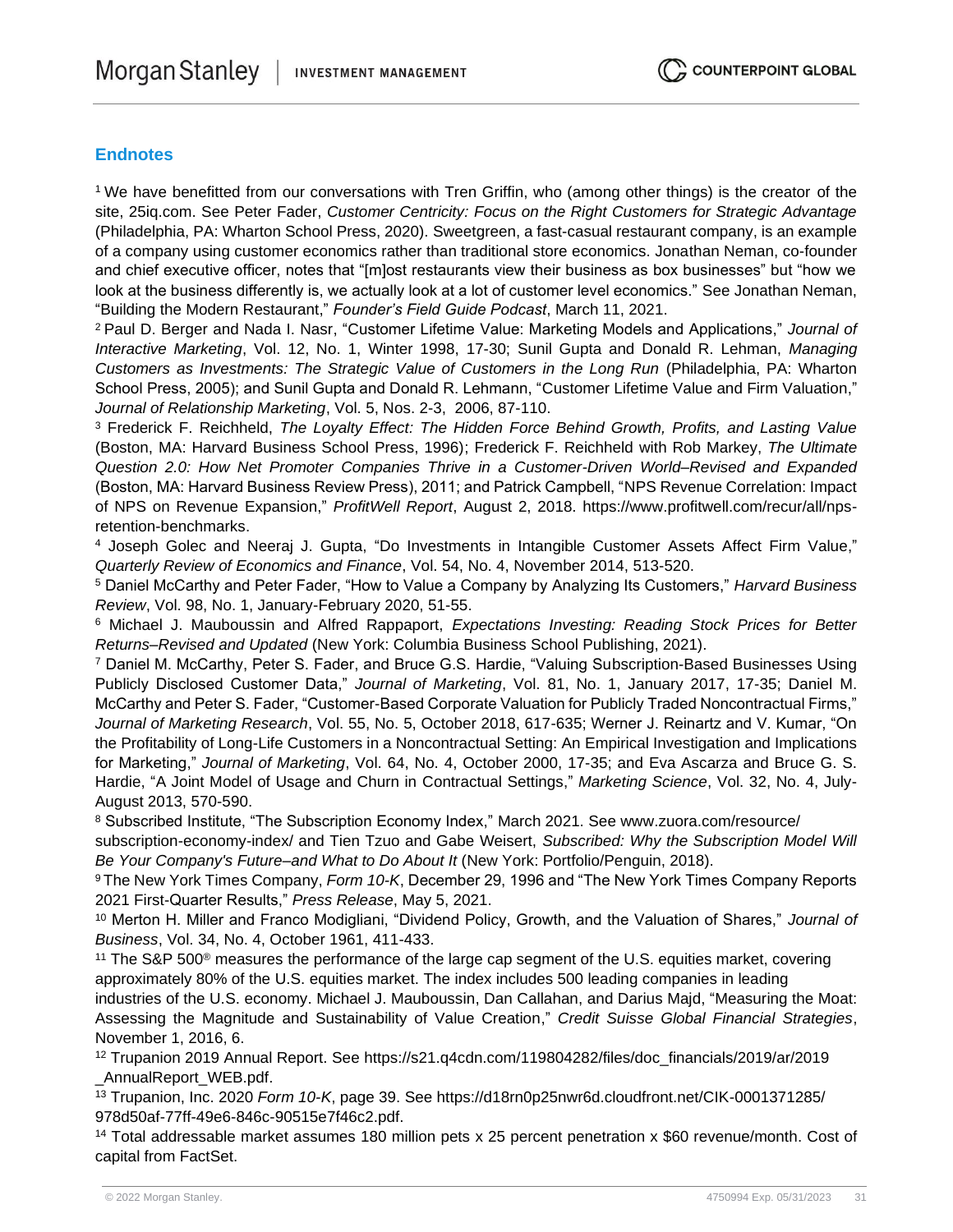## Endnotes

[1] We have benefitted from our conversations with Tren Griffin, who (among other things) is the creator of the site, 25iq.com. See Peter Fader, *Customer Centricity: Focus on the Right Customers for Strategic Advantage* (Philadelphia, PA: Wharton School Press, 2020). Sweetgreen, a fast-casual restaurant company, is an example of a company using customer economics rather than traditional store economics. Jonathan Neman, co-founder and chief executive officer, notes that "[m]ost restaurants view their business as box businesses" but "how we look at the business differently is, we actually look at a lot of customer level economics." See Jonathan Neman, "Building the Modern Restaurant," *Founder's Field Guide Podcast*, March 11, 2021.

[2] Paul D. Berger and Nada I. Nasr, "Customer Lifetime Value: Marketing Models and Applications," *Journal of Interactive Marketing*, Vol. 12, No. 1, Winter 1998, 17-30; Sunil Gupta and Donald R. Lehman, *Managing Customers as Investments: The Strategic Value of Customers in the Long Run* (Philadelphia, PA: Wharton School Press, 2005); and Sunil Gupta and Donald R. Lehmann, "Customer Lifetime Value and Firm Valuation," *Journal of Relationship Marketing*, Vol. 5, Nos. 2-3, 2006, 87-110.

[3] Frederick F. Reichheld, *The Loyalty Effect: The Hidden Force Behind Growth, Profits, and Lasting Value* (Boston, MA: Harvard Business School Press, 1996); Frederick F. Reichheld with Rob Markey, *The Ultimate Question 2.0: How Net Promoter Companies Thrive in a Customer-Driven World–Revised and Expanded* (Boston, MA: Harvard Business Review Press), 2011; and Patrick Campbell, "NPS Revenue Correlation: Impact of NPS on Revenue Expansion," *ProfitWell Report*, August 2, 2018. https://www.profitwell.com/recur/all/nps-retention-benchmarks.

[4] Joseph Golec and Neeraj J. Gupta, "Do Investments in Intangible Customer Assets Affect Firm Value," *Quarterly Review of Economics and Finance*, Vol. 54, No. 4, November 2014, 513-520.

[5] Daniel McCarthy and Peter Fader, "How to Value a Company by Analyzing Its Customers," *Harvard Business Review*, Vol. 98, No. 1, January-February 2020, 51-55.

[6] Michael J. Mauboussin and Alfred Rappaport, *Expectations Investing: Reading Stock Prices for Better Returns–Revised and Updated* (New York: Columbia Business School Publishing, 2021).

[7] Daniel M. McCarthy, Peter S. Fader, and Bruce G.S. Hardie, "Valuing Subscription-Based Businesses Using Publicly Disclosed Customer Data," *Journal of Marketing*, Vol. 81, No. 1, January 2017, 17-35; Daniel M. McCarthy and Peter S. Fader, "Customer-Based Corporate Valuation for Publicly Traded Noncontractual Firms," *Journal of Marketing Research*, Vol. 55, No. 5, October 2018, 617-635; Werner J. Reinartz and V. Kumar, "On the Profitability of Long-Life Customers in a Noncontractual Setting: An Empirical Investigation and Implications for Marketing," *Journal of Marketing*, Vol. 64, No. 4, October 2000, 17-35; and Eva Ascarza and Bruce G. S. Hardie, "A Joint Model of Usage and Churn in Contractual Settings," *Marketing Science*, Vol. 32, No. 4, July-August 2013, 570-590.

[8] Subscribed Institute, "The Subscription Economy Index," March 2021. See www.zuora.com/resource/subscription-economy-index/ and Tien Tzuo and Gabe Weisert, *Subscribed: Why the Subscription Model Will Be Your Company's Future–and What to Do About It* (New York: Portfolio/Penguin, 2018).

[9] The New York Times Company, *Form 10-K*, December 29, 1996 and "The New York Times Company Reports 2021 First-Quarter Results," *Press Release*, May 5, 2021.

[10] Merton H. Miller and Franco Modigliani, "Dividend Policy, Growth, and the Valuation of Shares," *Journal of Business*, Vol. 34, No. 4, October 1961, 411-433.

[11] The S&P 500® measures the performance of the large cap segment of the U.S. equities market, covering approximately 80% of the U.S. equities market. The index includes 500 leading companies in leading industries of the U.S. economy. Michael J. Mauboussin, Dan Callahan, and Darius Majd, "Measuring the Moat: Assessing the Magnitude and Sustainability of Value Creation," *Credit Suisse Global Financial Strategies*, November 1, 2016, 6.

[12] Trupanion 2019 Annual Report. See https://s21.q4cdn.com/119804282/files/doc_financials/2019/ar/2019_AnnualReport_WEB.pdf.

[13] Trupanion, Inc. 2020 *Form 10-K*, page 39. See https://d18rn0p25nwr6d.cloudfront.net/CIK-0001371285/978d50af-77ff-49e6-846c-90515e7f46c2.pdf.

[14] Total addressable market assumes 180 million pets x 25 percent penetration x $60 revenue/month. Cost of capital from FactSet.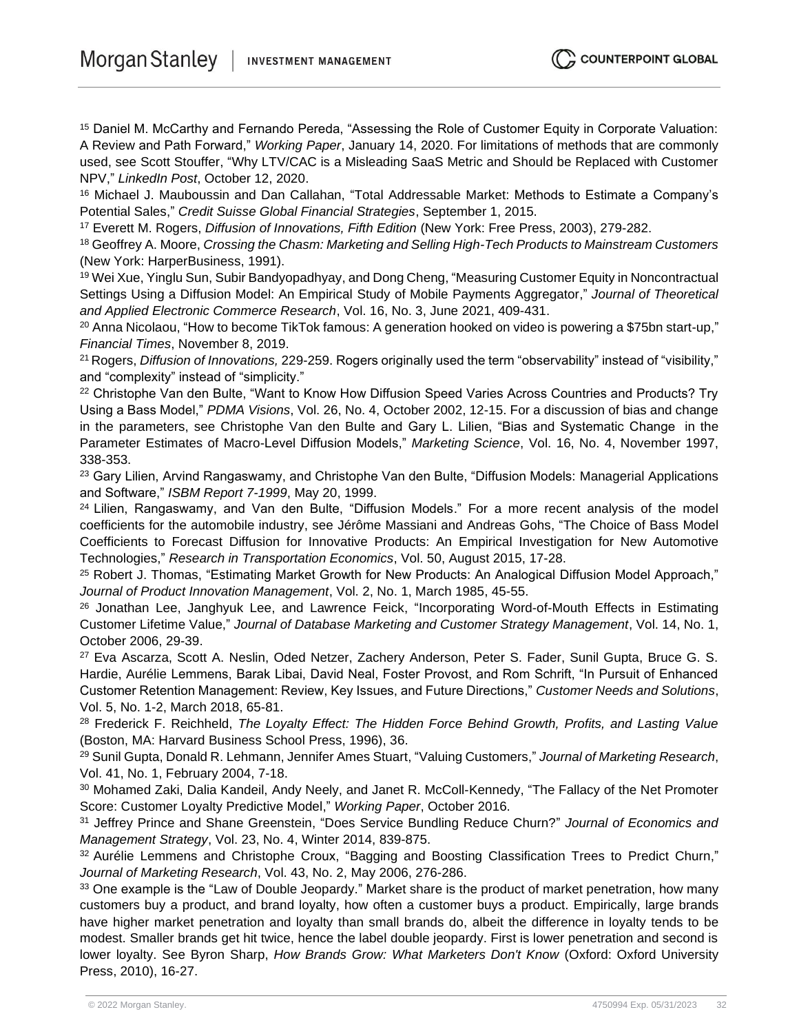[15] Daniel M. McCarthy and Fernando Pereda, “Assessing the Role of Customer Equity in Corporate Valuation: A Review and Path Forward,” *Working Paper*, January 14, 2020. For limitations of methods that are commonly used, see Scott Stouffer, “Why LTV/CAC is a Misleading SaaS Metric and Should be Replaced with Customer NPV,” *LinkedIn Post*, October 12, 2020.

[16] Michael J. Mauboussin and Dan Callahan, “Total Addressable Market: Methods to Estimate a Company’s Potential Sales,” *Credit Suisse Global Financial Strategies*, September 1, 2015.

[17] Everett M. Rogers, *Diffusion of Innovations, Fifth Edition* (New York: Free Press, 2003), 279-282.

[18] Geoffrey A. Moore, *Crossing the Chasm: Marketing and Selling High-Tech Products to Mainstream Customers* (New York: HarperBusiness, 1991).

[19] Wei Xue, Yinglu Sun, Subir Bandyopadhyay, and Dong Cheng, “Measuring Customer Equity in Noncontractual Settings Using a Diffusion Model: An Empirical Study of Mobile Payments Aggregator,” *Journal of Theoretical and Applied Electronic Commerce Research*, Vol. 16, No. 3, June 2021, 409-431.

[20] Anna Nicolaou, “How to become TikTok famous: A generation hooked on video is powering a $75bn start-up,” *Financial Times*, November 8, 2019.

[21] Rogers, *Diffusion of Innovations,* 229-259. Rogers originally used the term “observability” instead of “visibility,” and “complexity” instead of “simplicity.”

[22] Christophe Van den Bulte, “Want to Know How Diffusion Speed Varies Across Countries and Products? Try Using a Bass Model,” *PDMA Visions*, Vol. 26, No. 4, October 2002, 12-15. For a discussion of bias and change in the parameters, see Christophe Van den Bulte and Gary L. Lilien, “Bias and Systematic Change in the Parameter Estimates of Macro-Level Diffusion Models,” *Marketing Science*, Vol. 16, No. 4, November 1997, 338-353.

[23] Gary Lilien, Arvind Rangaswamy, and Christophe Van den Bulte, “Diffusion Models: Managerial Applications and Software,” *ISBM Report 7-1999*, May 20, 1999.

[24] Lilien, Rangaswamy, and Van den Bulte, “Diffusion Models.” For a more recent analysis of the model coefficients for the automobile industry, see Jérôme Massiani and Andreas Gohs, “The Choice of Bass Model Coefficients to Forecast Diffusion for Innovative Products: An Empirical Investigation for New Automotive Technologies,” *Research in Transportation Economics*, Vol. 50, August 2015, 17-28.

[25] Robert J. Thomas, “Estimating Market Growth for New Products: An Analogical Diffusion Model Approach,” *Journal of Product Innovation Management*, Vol. 2, No. 1, March 1985, 45-55.

[26] Jonathan Lee, Janghyuk Lee, and Lawrence Feick, “Incorporating Word-of-Mouth Effects in Estimating Customer Lifetime Value,” *Journal of Database Marketing and Customer Strategy Management*, Vol. 14, No. 1, October 2006, 29-39.

[27] Eva Ascarza, Scott A. Neslin, Oded Netzer, Zachery Anderson, Peter S. Fader, Sunil Gupta, Bruce G. S. Hardie, Aurélie Lemmens, Barak Libai, David Neal, Foster Provost, and Rom Schrift, “In Pursuit of Enhanced Customer Retention Management: Review, Key Issues, and Future Directions,” *Customer Needs and Solutions*, Vol. 5, No. 1-2, March 2018, 65-81.

[28] Frederick F. Reichheld, *The Loyalty Effect: The Hidden Force Behind Growth, Profits, and Lasting Value* (Boston, MA: Harvard Business School Press, 1996), 36.

[29] Sunil Gupta, Donald R. Lehmann, Jennifer Ames Stuart, “Valuing Customers,” *Journal of Marketing Research*, Vol. 41, No. 1, February 2004, 7-18.

[30] Mohamed Zaki, Dalia Kandeil, Andy Neely, and Janet R. McColl-Kennedy, “The Fallacy of the Net Promoter Score: Customer Loyalty Predictive Model,” *Working Paper*, October 2016.

[31] Jeffrey Prince and Shane Greenstein, “Does Service Bundling Reduce Churn?” *Journal of Economics and Management Strategy*, Vol. 23, No. 4, Winter 2014, 839-875.

[32] Aurélie Lemmens and Christophe Croux, “Bagging and Boosting Classification Trees to Predict Churn,” *Journal of Marketing Research*, Vol. 43, No. 2, May 2006, 276-286.

[33] One example is the “Law of Double Jeopardy.” Market share is the product of market penetration, how many customers buy a product, and brand loyalty, how often a customer buys a product. Empirically, large brands have higher market penetration and loyalty than small brands do, albeit the difference in loyalty tends to be modest. Smaller brands get hit twice, hence the label double jeopardy. First is lower penetration and second is lower loyalty. See Byron Sharp, *How Brands Grow: What Marketers Don't Know* (Oxford: Oxford University Press, 2010), 16-27.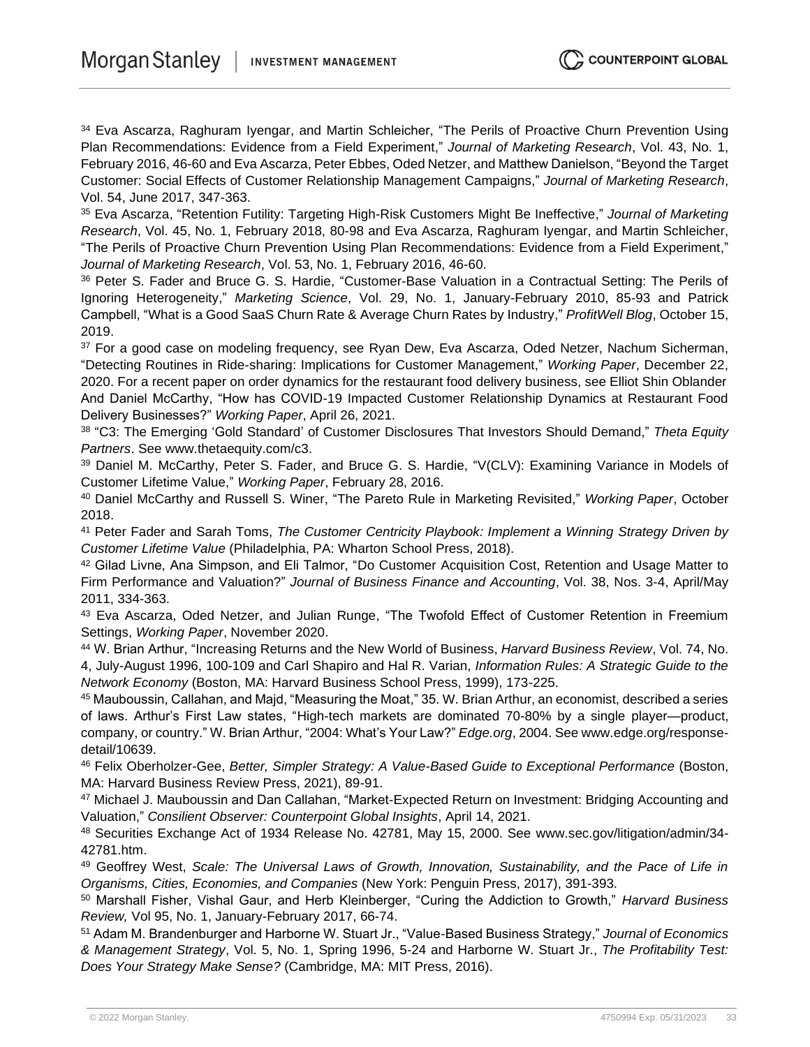[34] Eva Ascarza, Raghuram Iyengar, and Martin Schleicher, "The Perils of Proactive Churn Prevention Using Plan Recommendations: Evidence from a Field Experiment," *Journal of Marketing Research*, Vol. 43, No. 1, February 2016, 46-60 and Eva Ascarza, Peter Ebbes, Oded Netzer, and Matthew Danielson, "Beyond the Target Customer: Social Effects of Customer Relationship Management Campaigns," *Journal of Marketing Research*, Vol. 54, June 2017, 347-363.

[35] Eva Ascarza, "Retention Futility: Targeting High-Risk Customers Might Be Ineffective," *Journal of Marketing Research*, Vol. 45, No. 1, February 2018, 80-98 and Eva Ascarza, Raghuram Iyengar, and Martin Schleicher, "The Perils of Proactive Churn Prevention Using Plan Recommendations: Evidence from a Field Experiment," *Journal of Marketing Research*, Vol. 53, No. 1, February 2016, 46-60.

[36] Peter S. Fader and Bruce G. S. Hardie, "Customer-Base Valuation in a Contractual Setting: The Perils of Ignoring Heterogeneity," *Marketing Science*, Vol. 29, No. 1, January-February 2010, 85-93 and Patrick Campbell, "What is a Good SaaS Churn Rate & Average Churn Rates by Industry," *ProfitWell Blog*, October 15, 2019.

[37] For a good case on modeling frequency, see Ryan Dew, Eva Ascarza, Oded Netzer, Nachum Sicherman, "Detecting Routines in Ride-sharing: Implications for Customer Management," *Working Paper*, December 22, 2020. For a recent paper on order dynamics for the restaurant food delivery business, see Elliot Shin Oblander And Daniel McCarthy, "How has COVID-19 Impacted Customer Relationship Dynamics at Restaurant Food Delivery Businesses?" *Working Paper*, April 26, 2021.

[38] "C3: The Emerging 'Gold Standard' of Customer Disclosures That Investors Should Demand," *Theta Equity Partners*. See www.thetaequity.com/c3.

[39] Daniel M. McCarthy, Peter S. Fader, and Bruce G. S. Hardie, "V(CLV): Examining Variance in Models of Customer Lifetime Value," *Working Paper*, February 28, 2016.

[40] Daniel McCarthy and Russell S. Winer, "The Pareto Rule in Marketing Revisited," *Working Paper*, October 2018.

[41] Peter Fader and Sarah Toms, *The Customer Centricity Playbook: Implement a Winning Strategy Driven by Customer Lifetime Value* (Philadelphia, PA: Wharton School Press, 2018).

[42] Gilad Livne, Ana Simpson, and Eli Talmor, "Do Customer Acquisition Cost, Retention and Usage Matter to Firm Performance and Valuation?" *Journal of Business Finance and Accounting*, Vol. 38, Nos. 3-4, April/May 2011, 334-363.

[43] Eva Ascarza, Oded Netzer, and Julian Runge, "The Twofold Effect of Customer Retention in Freemium Settings, *Working Paper*, November 2020.

[44] W. Brian Arthur, "Increasing Returns and the New World of Business, *Harvard Business Review*, Vol. 74, No. 4, July-August 1996, 100-109 and Carl Shapiro and Hal R. Varian, *Information Rules: A Strategic Guide to the Network Economy* (Boston, MA: Harvard Business School Press, 1999), 173-225.

[45] Mauboussin, Callahan, and Majd, "Measuring the Moat," 35. W. Brian Arthur, an economist, described a series of laws. Arthur's First Law states, "High-tech markets are dominated 70-80% by a single player—product, company, or country." W. Brian Arthur, "2004: What's Your Law?" *Edge.org*, 2004. See www.edge.org/response-detail/10639.

[46] Felix Oberholzer-Gee, *Better, Simpler Strategy: A Value-Based Guide to Exceptional Performance* (Boston, MA: Harvard Business Review Press, 2021), 89-91.

[47] Michael J. Mauboussin and Dan Callahan, "Market-Expected Return on Investment: Bridging Accounting and Valuation," *Consilient Observer: Counterpoint Global Insights*, April 14, 2021.

[48] Securities Exchange Act of 1934 Release No. 42781, May 15, 2000. See www.sec.gov/litigation/admin/34-42781.htm.

[49] Geoffrey West, *Scale: The Universal Laws of Growth, Innovation, Sustainability, and the Pace of Life in Organisms, Cities, Economies, and Companies* (New York: Penguin Press, 2017), 391-393.

[50] Marshall Fisher, Vishal Gaur, and Herb Kleinberger, "Curing the Addiction to Growth," *Harvard Business Review,* Vol 95, No. 1, January-February 2017, 66-74.

[51] Adam M. Brandenburger and Harborne W. Stuart Jr., "Value-Based Business Strategy," *Journal of Economics & Management Strategy*, Vol. 5, No. 1, Spring 1996, 5-24 and Harborne W. Stuart Jr., *The Profitability Test: Does Your Strategy Make Sense?* (Cambridge, MA: MIT Press, 2016).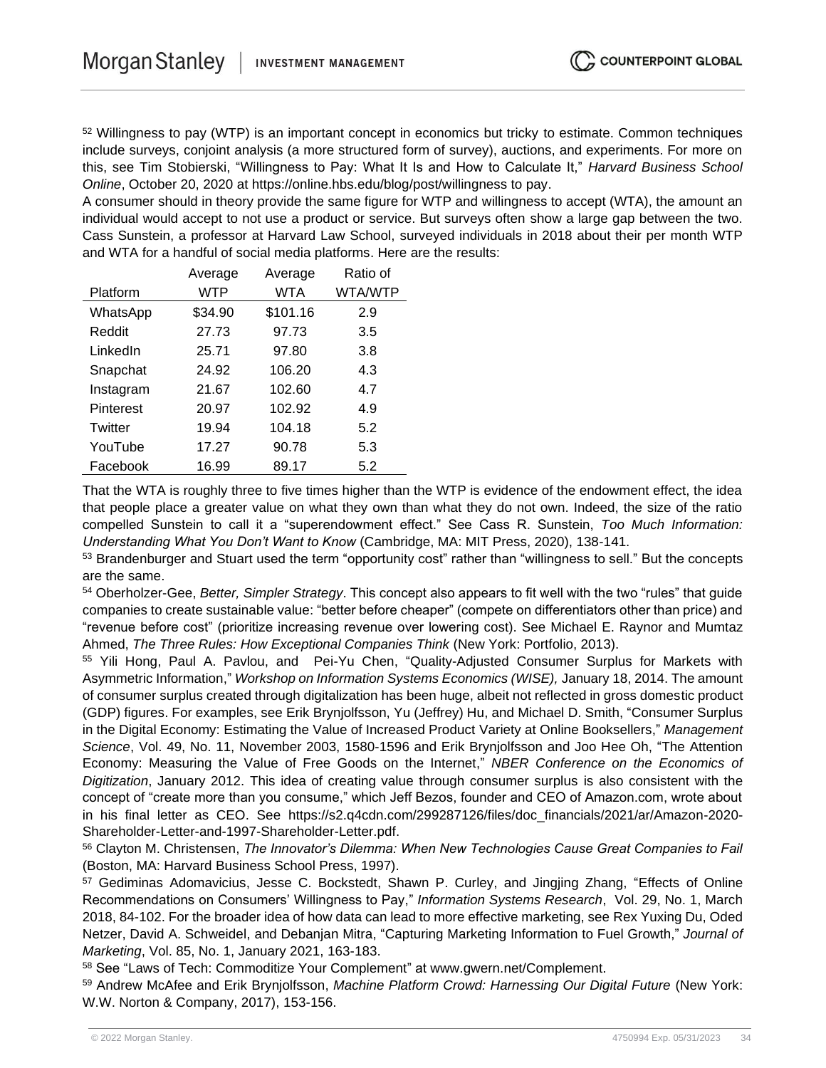[52] Willingness to pay (WTP) is an important concept in economics but tricky to estimate. Common techniques include surveys, conjoint analysis (a more structured form of survey), auctions, and experiments. For more on this, see Tim Stobierski, "Willingness to Pay: What It Is and How to Calculate It," *Harvard Business School Online*, October 20, 2020 at https://online.hbs.edu/blog/post/willingness to pay.
A consumer should in theory provide the same figure for WTP and willingness to accept (WTA), the amount an individual would accept to not use a product or service. But surveys often show a large gap between the two. Cass Sunstein, a professor at Harvard Law School, surveyed individuals in 2018 about their per month WTP and WTA for a handful of social media platforms. Here are the results:

| Platform | Average WTP | Average WTA | Ratio of WTA/WTP |
|---|---|---|---|
| WhatsApp | $34.90 | $101.16 | 2.9 |
| Reddit | 27.73 | 97.73 | 3.5 |
| LinkedIn | 25.71 | 97.80 | 3.8 |
| Snapchat | 24.92 | 106.20 | 4.3 |
| Instagram | 21.67 | 102.60 | 4.7 |
| Pinterest | 20.97 | 102.92 | 4.9 |
| Twitter | 19.94 | 104.18 | 5.2 |
| YouTube | 17.27 | 90.78 | 5.3 |
| Facebook | 16.99 | 89.17 | 5.2 |

That the WTA is roughly three to five times higher than the WTP is evidence of the endowment effect, the idea that people place a greater value on what they own than what they do not own. Indeed, the size of the ratio compelled Sunstein to call it a "superendowment effect." See Cass R. Sunstein, *Too Much Information: Understanding What You Don't Want to Know* (Cambridge, MA: MIT Press, 2020), 138-141.

[53] Brandenburger and Stuart used the term "opportunity cost" rather than "willingness to sell." But the concepts are the same.

[54] Oberholzer-Gee, *Better, Simpler Strategy*. This concept also appears to fit well with the two "rules" that guide companies to create sustainable value: "better before cheaper" (compete on differentiators other than price) and "revenue before cost" (prioritize increasing revenue over lowering cost). See Michael E. Raynor and Mumtaz Ahmed, *The Three Rules: How Exceptional Companies Think* (New York: Portfolio, 2013).

[55] Yili Hong, Paul A. Pavlou, and Pei-Yu Chen, "Quality-Adjusted Consumer Surplus for Markets with Asymmetric Information," *Workshop on Information Systems Economics (WISE),* January 18, 2014. The amount of consumer surplus created through digitalization has been huge, albeit not reflected in gross domestic product (GDP) figures. For examples, see Erik Brynjolfsson, Yu (Jeffrey) Hu, and Michael D. Smith, "Consumer Surplus in the Digital Economy: Estimating the Value of Increased Product Variety at Online Booksellers," *Management Science*, Vol. 49, No. 11, November 2003, 1580-1596 and Erik Brynjolfsson and Joo Hee Oh, "The Attention Economy: Measuring the Value of Free Goods on the Internet," *NBER Conference on the Economics of Digitization*, January 2012. This idea of creating value through consumer surplus is also consistent with the concept of "create more than you consume," which Jeff Bezos, founder and CEO of Amazon.com, wrote about in his final letter as CEO. See https://s2.q4cdn.com/299287126/files/doc_financials/2021/ar/Amazon-2020-Shareholder-Letter-and-1997-Shareholder-Letter.pdf.

[56] Clayton M. Christensen, *The Innovator's Dilemma: When New Technologies Cause Great Companies to Fail* (Boston, MA: Harvard Business School Press, 1997).

[57] Gediminas Adomavicius, Jesse C. Bockstedt, Shawn P. Curley, and Jingjing Zhang, "Effects of Online Recommendations on Consumers' Willingness to Pay," *Information Systems Research*, Vol. 29, No. 1, March 2018, 84-102. For the broader idea of how data can lead to more effective marketing, see Rex Yuxing Du, Oded Netzer, David A. Schweidel, and Debanjan Mitra, "Capturing Marketing Information to Fuel Growth," *Journal of Marketing*, Vol. 85, No. 1, January 2021, 163-183.

[58] See "Laws of Tech: Commoditize Your Complement" at www.gwern.net/Complement.

[59] Andrew McAfee and Erik Brynjolfsson, *Machine Platform Crowd: Harnessing Our Digital Future* (New York: W.W. Norton & Company, 2017), 153-156.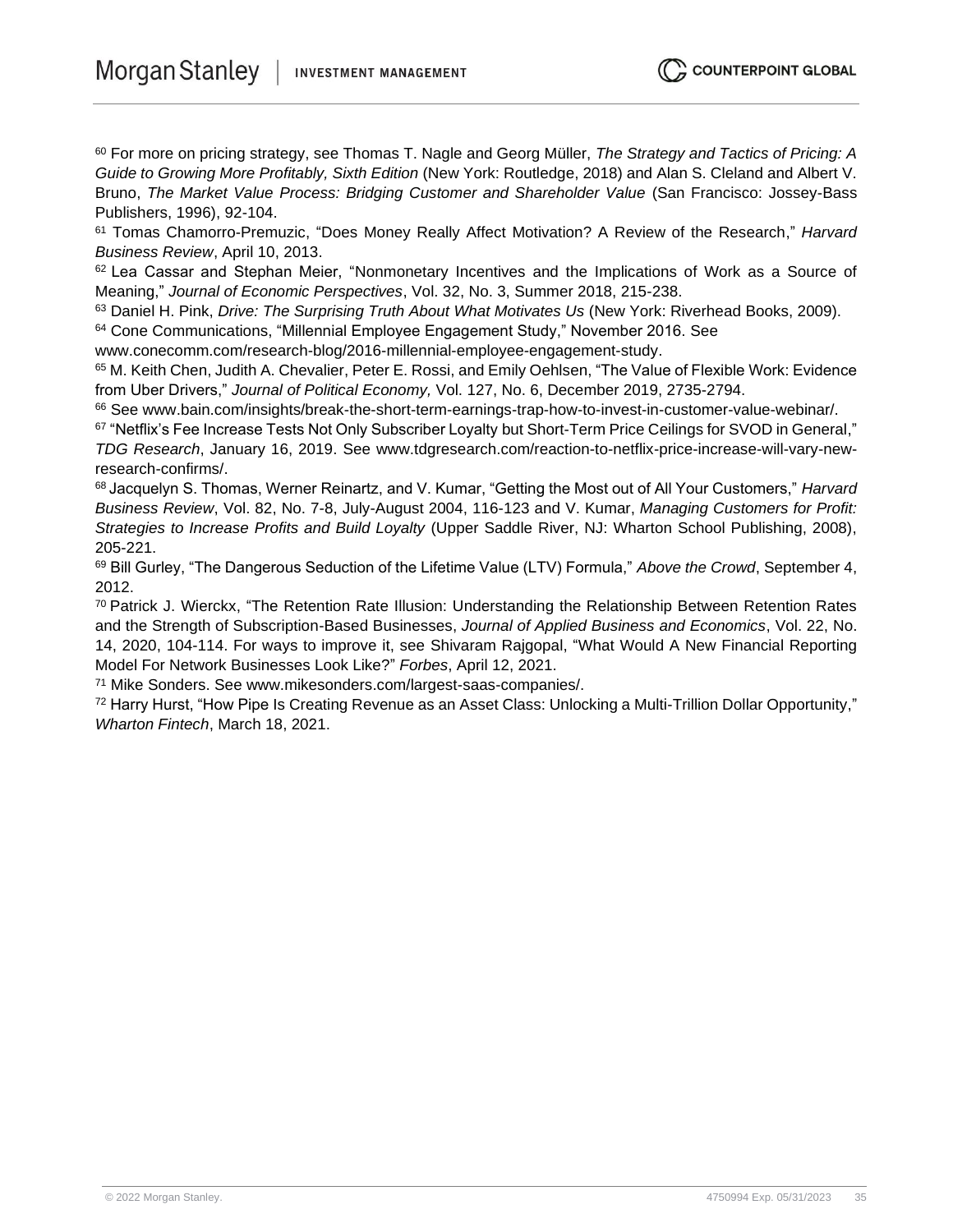[60] For more on pricing strategy, see Thomas T. Nagle and Georg Müller, *The Strategy and Tactics of Pricing: A Guide to Growing More Profitably, Sixth Edition* (New York: Routledge, 2018) and Alan S. Cleland and Albert V. Bruno, *The Market Value Process: Bridging Customer and Shareholder Value* (San Francisco: Jossey-Bass Publishers, 1996), 92-104.

[61] Tomas Chamorro-Premuzic, "Does Money Really Affect Motivation? A Review of the Research," *Harvard Business Review*, April 10, 2013.

[62] Lea Cassar and Stephan Meier, "Nonmonetary Incentives and the Implications of Work as a Source of Meaning," *Journal of Economic Perspectives*, Vol. 32, No. 3, Summer 2018, 215-238.

[63] Daniel H. Pink, *Drive: The Surprising Truth About What Motivates Us* (New York: Riverhead Books, 2009).

[64] Cone Communications, "Millennial Employee Engagement Study," November 2016. See www.conecomm.com/research-blog/2016-millennial-employee-engagement-study.

[65] M. Keith Chen, Judith A. Chevalier, Peter E. Rossi, and Emily Oehlsen, "The Value of Flexible Work: Evidence from Uber Drivers," *Journal of Political Economy,* Vol. 127, No. 6, December 2019, 2735-2794.

[66] See www.bain.com/insights/break-the-short-term-earnings-trap-how-to-invest-in-customer-value-webinar/.

[67] "Netflix's Fee Increase Tests Not Only Subscriber Loyalty but Short-Term Price Ceilings for SVOD in General," *TDG Research*, January 16, 2019. See www.tdgresearch.com/reaction-to-netflix-price-increase-will-vary-new-research-confirms/.

[68] Jacquelyn S. Thomas, Werner Reinartz, and V. Kumar, "Getting the Most out of All Your Customers," *Harvard Business Review*, Vol. 82, No. 7-8, July-August 2004, 116-123 and V. Kumar, *Managing Customers for Profit: Strategies to Increase Profits and Build Loyalty* (Upper Saddle River, NJ: Wharton School Publishing, 2008), 205-221.

[69] Bill Gurley, "The Dangerous Seduction of the Lifetime Value (LTV) Formula," *Above the Crowd*, September 4, 2012.

[70] Patrick J. Wierckx, "The Retention Rate Illusion: Understanding the Relationship Between Retention Rates and the Strength of Subscription-Based Businesses, *Journal of Applied Business and Economics*, Vol. 22, No. 14, 2020, 104-114. For ways to improve it, see Shivaram Rajgopal, "What Would A New Financial Reporting Model For Network Businesses Look Like?" *Forbes*, April 12, 2021.

[71] Mike Sonders. See www.mikesonders.com/largest-saas-companies/.

[72] Harry Hurst, "How Pipe Is Creating Revenue as an Asset Class: Unlocking a Multi-Trillion Dollar Opportunity," *Wharton Fintech*, March 18, 2021.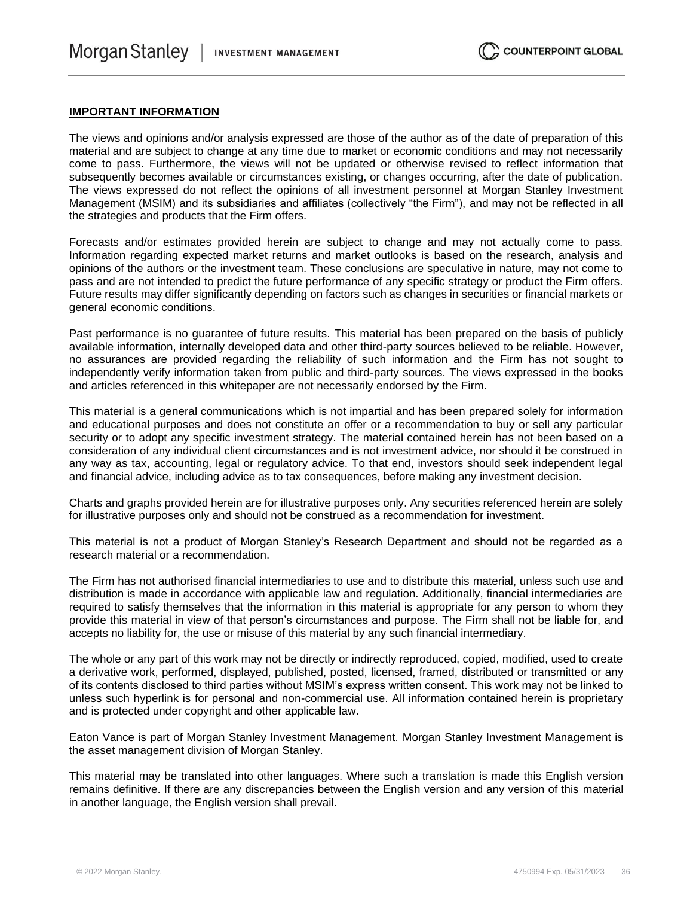**IMPORTANT INFORMATION**

The views and opinions and/or analysis expressed are those of the author as of the date of preparation of this material and are subject to change at any time due to market or economic conditions and may not necessarily come to pass. Furthermore, the views will not be updated or otherwise revised to reflect information that subsequently becomes available or circumstances existing, or changes occurring, after the date of publication. The views expressed do not reflect the opinions of all investment personnel at Morgan Stanley Investment Management (MSIM) and its subsidiaries and affiliates (collectively "the Firm"), and may not be reflected in all the strategies and products that the Firm offers.

Forecasts and/or estimates provided herein are subject to change and may not actually come to pass. Information regarding expected market returns and market outlooks is based on the research, analysis and opinions of the authors or the investment team. These conclusions are speculative in nature, may not come to pass and are not intended to predict the future performance of any specific strategy or product the Firm offers. Future results may differ significantly depending on factors such as changes in securities or financial markets or general economic conditions.

Past performance is no guarantee of future results. This material has been prepared on the basis of publicly available information, internally developed data and other third-party sources believed to be reliable. However, no assurances are provided regarding the reliability of such information and the Firm has not sought to independently verify information taken from public and third-party sources. The views expressed in the books and articles referenced in this whitepaper are not necessarily endorsed by the Firm.

This material is a general communications which is not impartial and has been prepared solely for information and educational purposes and does not constitute an offer or a recommendation to buy or sell any particular security or to adopt any specific investment strategy. The material contained herein has not been based on a consideration of any individual client circumstances and is not investment advice, nor should it be construed in any way as tax, accounting, legal or regulatory advice. To that end, investors should seek independent legal and financial advice, including advice as to tax consequences, before making any investment decision.

Charts and graphs provided herein are for illustrative purposes only. Any securities referenced herein are solely for illustrative purposes only and should not be construed as a recommendation for investment.

This material is not a product of Morgan Stanley's Research Department and should not be regarded as a research material or a recommendation.

The Firm has not authorised financial intermediaries to use and to distribute this material, unless such use and distribution is made in accordance with applicable law and regulation. Additionally, financial intermediaries are required to satisfy themselves that the information in this material is appropriate for any person to whom they provide this material in view of that person's circumstances and purpose. The Firm shall not be liable for, and accepts no liability for, the use or misuse of this material by any such financial intermediary.

The whole or any part of this work may not be directly or indirectly reproduced, copied, modified, used to create a derivative work, performed, displayed, published, posted, licensed, framed, distributed or transmitted or any of its contents disclosed to third parties without MSIM's express written consent. This work may not be linked to unless such hyperlink is for personal and non-commercial use. All information contained herein is proprietary and is protected under copyright and other applicable law.

Eaton Vance is part of Morgan Stanley Investment Management. Morgan Stanley Investment Management is the asset management division of Morgan Stanley.

This material may be translated into other languages. Where such a translation is made this English version remains definitive. If there are any discrepancies between the English version and any version of this material in another language, the English version shall prevail.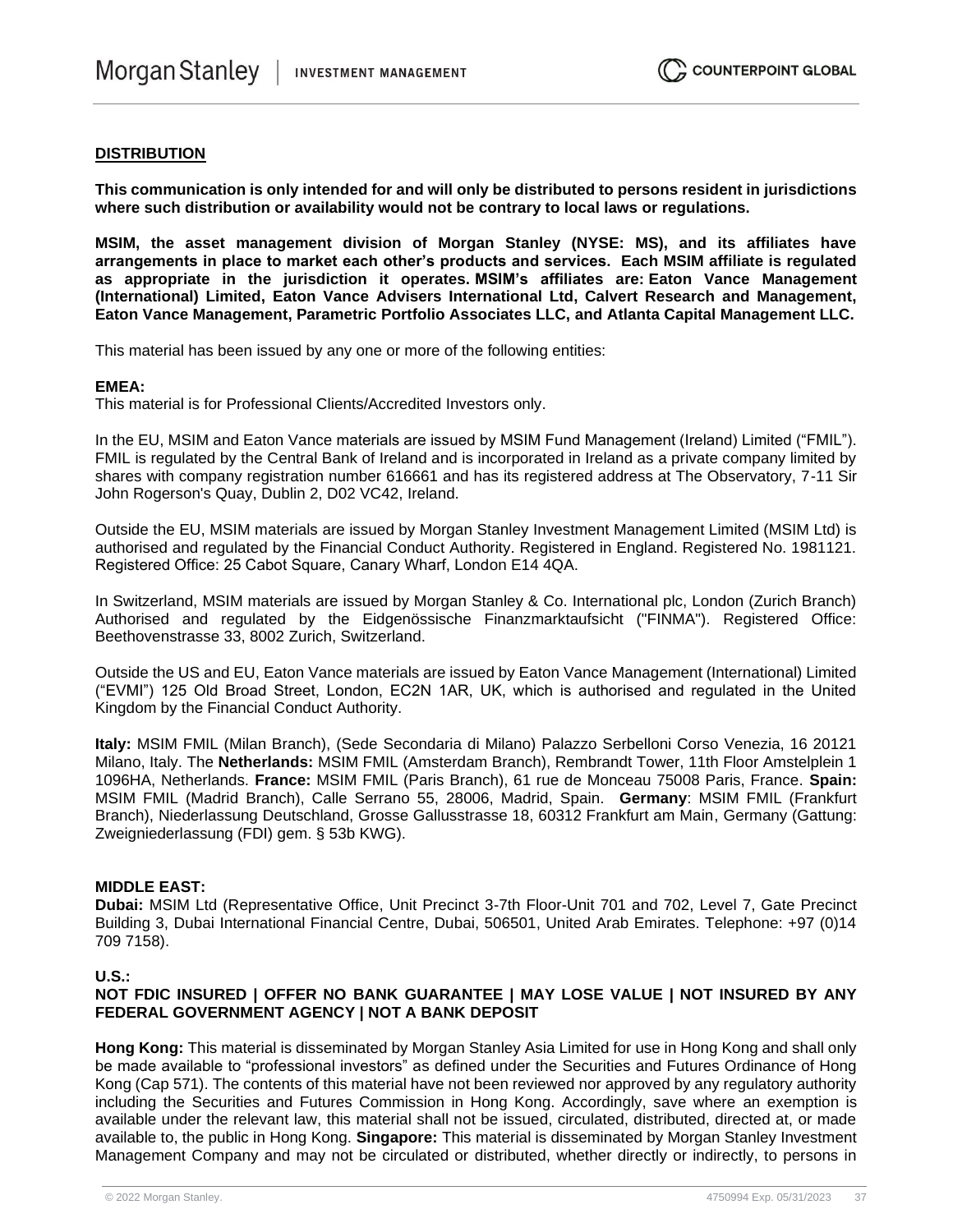## DISTRIBUTION

**This communication is only intended for and will only be distributed to persons resident in jurisdictions where such distribution or availability would not be contrary to local laws or regulations.**

**MSIM, the asset management division of Morgan Stanley (NYSE: MS), and its affiliates have arrangements in place to market each other's products and services. Each MSIM affiliate is regulated as appropriate in the jurisdiction it operates. MSIM's affiliates are: Eaton Vance Management (International) Limited, Eaton Vance Advisers International Ltd, Calvert Research and Management, Eaton Vance Management, Parametric Portfolio Associates LLC, and Atlanta Capital Management LLC.**

This material has been issued by any one or more of the following entities:

**EMEA:**
This material is for Professional Clients/Accredited Investors only.

In the EU, MSIM and Eaton Vance materials are issued by MSIM Fund Management (Ireland) Limited ("FMIL"). FMIL is regulated by the Central Bank of Ireland and is incorporated in Ireland as a private company limited by shares with company registration number 616661 and has its registered address at The Observatory, 7-11 Sir John Rogerson's Quay, Dublin 2, D02 VC42, Ireland.

Outside the EU, MSIM materials are issued by Morgan Stanley Investment Management Limited (MSIM Ltd) is authorised and regulated by the Financial Conduct Authority. Registered in England. Registered No. 1981121. Registered Office: 25 Cabot Square, Canary Wharf, London E14 4QA.

In Switzerland, MSIM materials are issued by Morgan Stanley & Co. International plc, London (Zurich Branch) Authorised and regulated by the Eidgenössische Finanzmarktaufsicht ("FINMA"). Registered Office: Beethovenstrasse 33, 8002 Zurich, Switzerland.

Outside the US and EU, Eaton Vance materials are issued by Eaton Vance Management (International) Limited ("EVMI") 125 Old Broad Street, London, EC2N 1AR, UK, which is authorised and regulated in the United Kingdom by the Financial Conduct Authority.

**Italy:** MSIM FMIL (Milan Branch), (Sede Secondaria di Milano) Palazzo Serbelloni Corso Venezia, 16 20121 Milano, Italy. The **Netherlands:** MSIM FMIL (Amsterdam Branch), Rembrandt Tower, 11th Floor Amstelplein 1 1096HA, Netherlands. **France:** MSIM FMIL (Paris Branch), 61 rue de Monceau 75008 Paris, France. **Spain:** MSIM FMIL (Madrid Branch), Calle Serrano 55, 28006, Madrid, Spain. **Germany**: MSIM FMIL (Frankfurt Branch), Niederlassung Deutschland, Grosse Gallusstrasse 18, 60312 Frankfurt am Main, Germany (Gattung: Zweigniederlassung (FDI) gem. § 53b KWG).

**MIDDLE EAST:**
**Dubai:** MSIM Ltd (Representative Office, Unit Precinct 3-7th Floor-Unit 701 and 702, Level 7, Gate Precinct Building 3, Dubai International Financial Centre, Dubai, 506501, United Arab Emirates. Telephone: +97 (0)14 709 7158).

**U.S.:**
**NOT FDIC INSURED | OFFER NO BANK GUARANTEE | MAY LOSE VALUE | NOT INSURED BY ANY FEDERAL GOVERNMENT AGENCY | NOT A BANK DEPOSIT**

**Hong Kong:** This material is disseminated by Morgan Stanley Asia Limited for use in Hong Kong and shall only be made available to "professional investors" as defined under the Securities and Futures Ordinance of Hong Kong (Cap 571). The contents of this material have not been reviewed nor approved by any regulatory authority including the Securities and Futures Commission in Hong Kong. Accordingly, save where an exemption is available under the relevant law, this material shall not be issued, circulated, distributed, directed at, or made available to, the public in Hong Kong. **Singapore:** This material is disseminated by Morgan Stanley Investment Management Company and may not be circulated or distributed, whether directly or indirectly, to persons in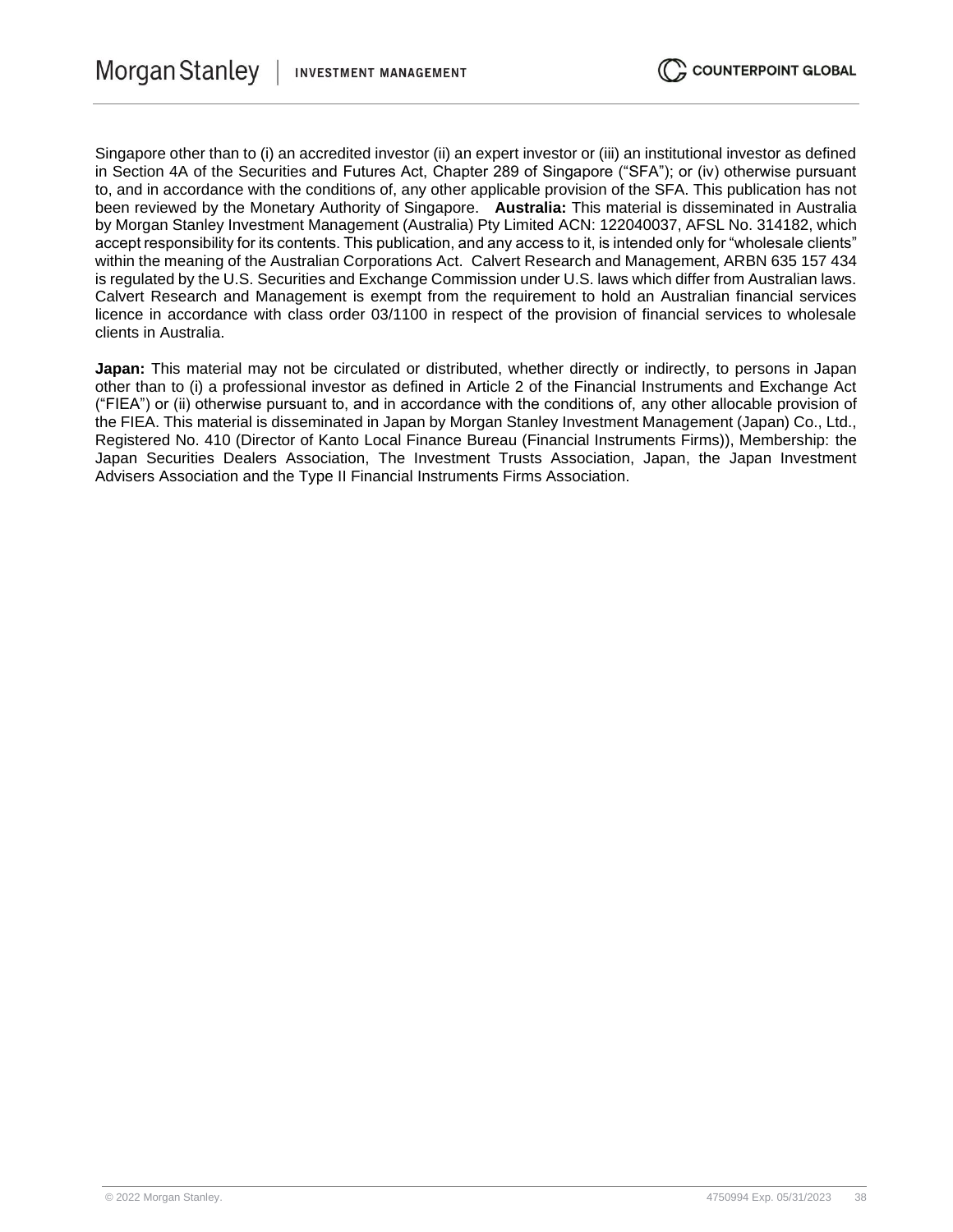Singapore other than to (i) an accredited investor (ii) an expert investor or (iii) an institutional investor as defined in Section 4A of the Securities and Futures Act, Chapter 289 of Singapore ("SFA"); or (iv) otherwise pursuant to, and in accordance with the conditions of, any other applicable provision of the SFA. This publication has not been reviewed by the Monetary Authority of Singapore. **Australia:** This material is disseminated in Australia by Morgan Stanley Investment Management (Australia) Pty Limited ACN: 122040037, AFSL No. 314182, which accept responsibility for its contents. This publication, and any access to it, is intended only for "wholesale clients" within the meaning of the Australian Corporations Act. Calvert Research and Management, ARBN 635 157 434 is regulated by the U.S. Securities and Exchange Commission under U.S. laws which differ from Australian laws. Calvert Research and Management is exempt from the requirement to hold an Australian financial services licence in accordance with class order 03/1100 in respect of the provision of financial services to wholesale clients in Australia.

**Japan:** This material may not be circulated or distributed, whether directly or indirectly, to persons in Japan other than to (i) a professional investor as defined in Article 2 of the Financial Instruments and Exchange Act ("FIEA") or (ii) otherwise pursuant to, and in accordance with the conditions of, any other allocable provision of the FIEA. This material is disseminated in Japan by Morgan Stanley Investment Management (Japan) Co., Ltd., Registered No. 410 (Director of Kanto Local Finance Bureau (Financial Instruments Firms)), Membership: the Japan Securities Dealers Association, The Investment Trusts Association, Japan, the Japan Investment Advisers Association and the Type II Financial Instruments Firms Association.